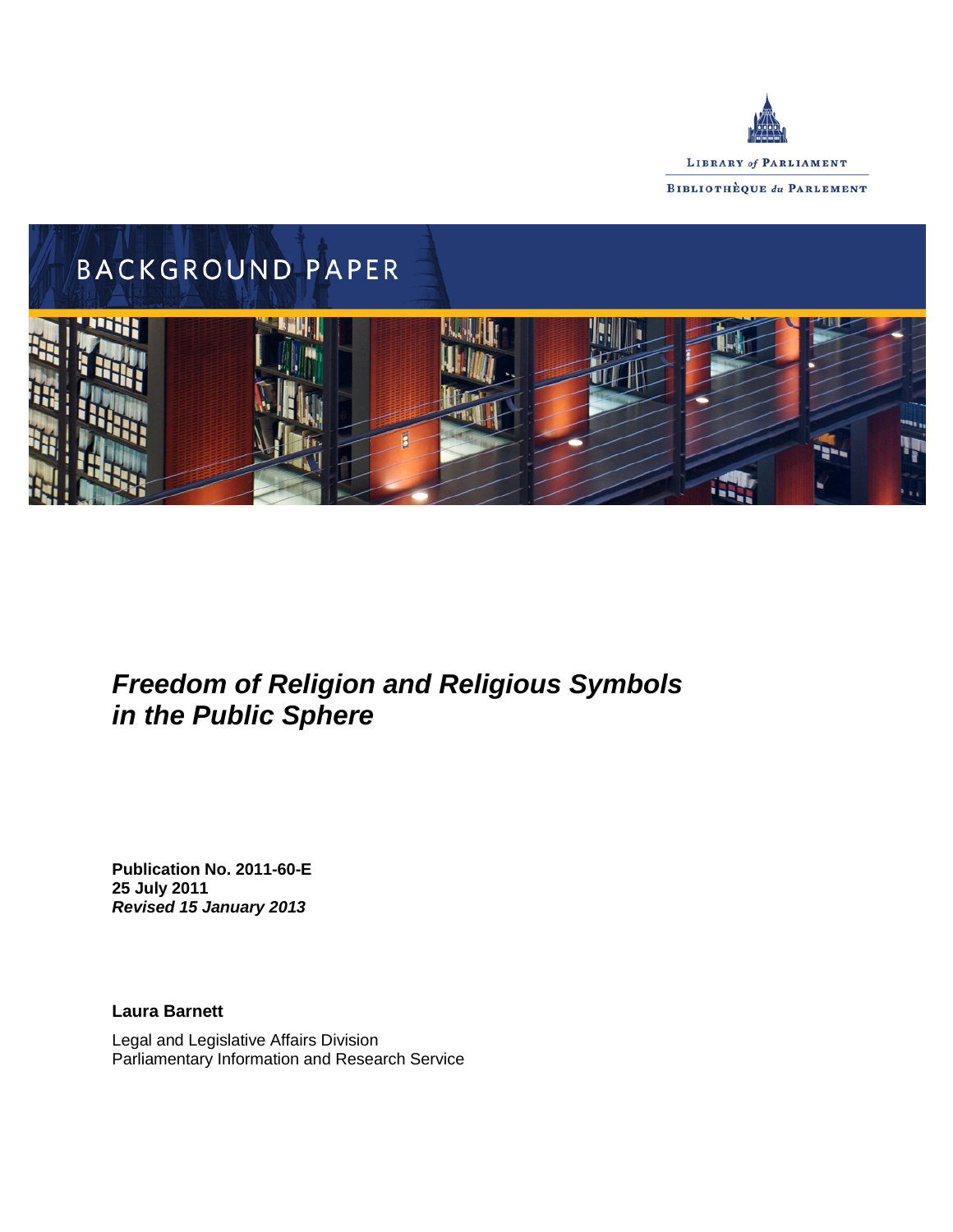LIBRARY *of* PARLIAMENT

BIBLIOTHÈQUE *du* PARLEMENT

BACKGROUND PAPER

# *Freedom of Religion and Religious Symbols in the Public Sphere*

**Publication No. 2011-60-E**
**25 July 2011**
***Revised 15 January 2013***

**Laura Barnett**

Legal and Legislative Affairs Division
Parliamentary Information and Research Service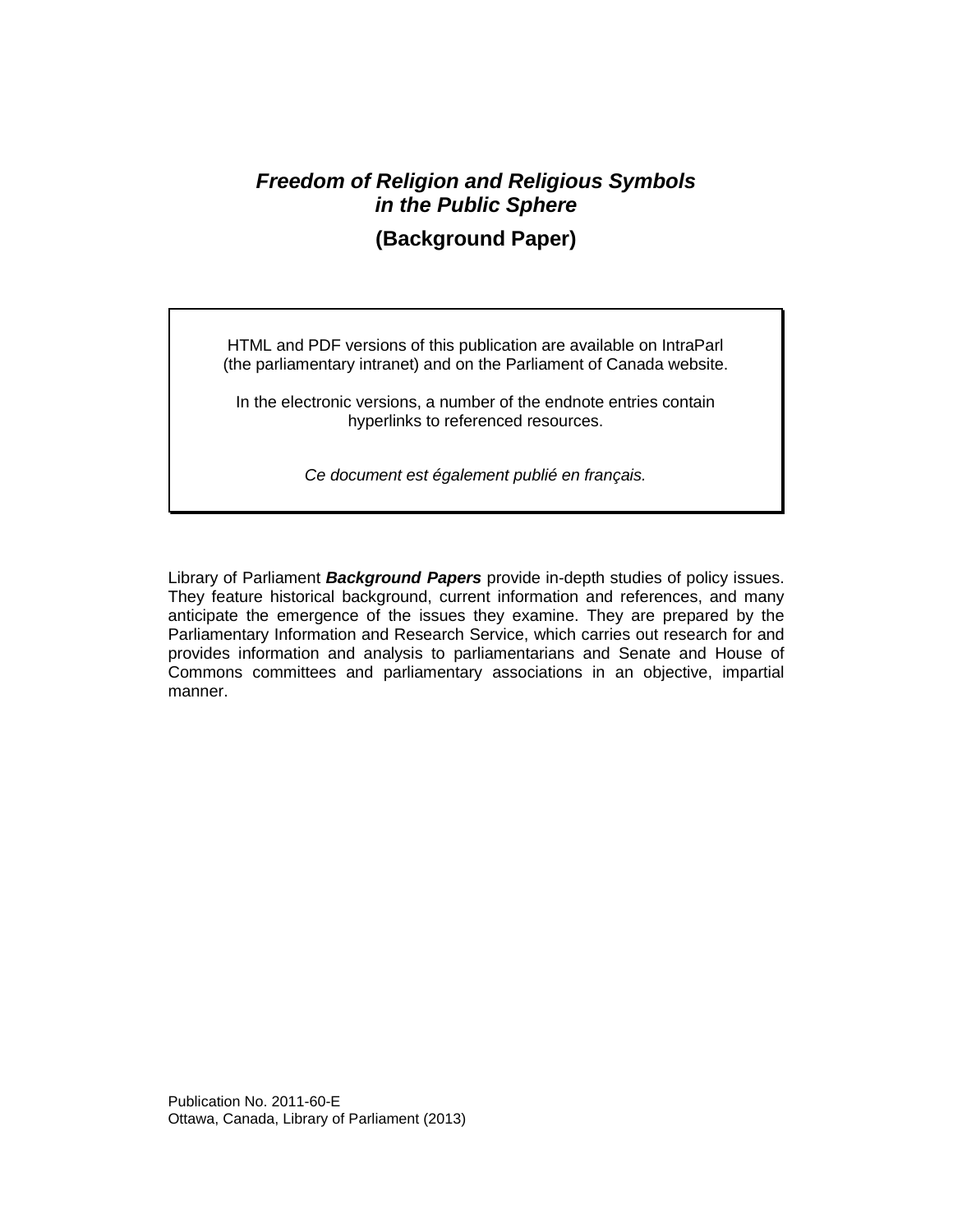# *Freedom of Religion and Religious Symbols in the Public Sphere*

**(Background Paper)**

HTML and PDF versions of this publication are available on IntraParl (the parliamentary intranet) and on the Parliament of Canada website.

In the electronic versions, a number of the endnote entries contain hyperlinks to referenced resources.

*Ce document est également publié en français.*

Library of Parliament ***Background Papers*** provide in-depth studies of policy issues. They feature historical background, current information and references, and many anticipate the emergence of the issues they examine. They are prepared by the Parliamentary Information and Research Service, which carries out research for and provides information and analysis to parliamentarians and Senate and House of Commons committees and parliamentary associations in an objective, impartial manner.

Publication No. 2011-60-E
Ottawa, Canada, Library of Parliament (2013)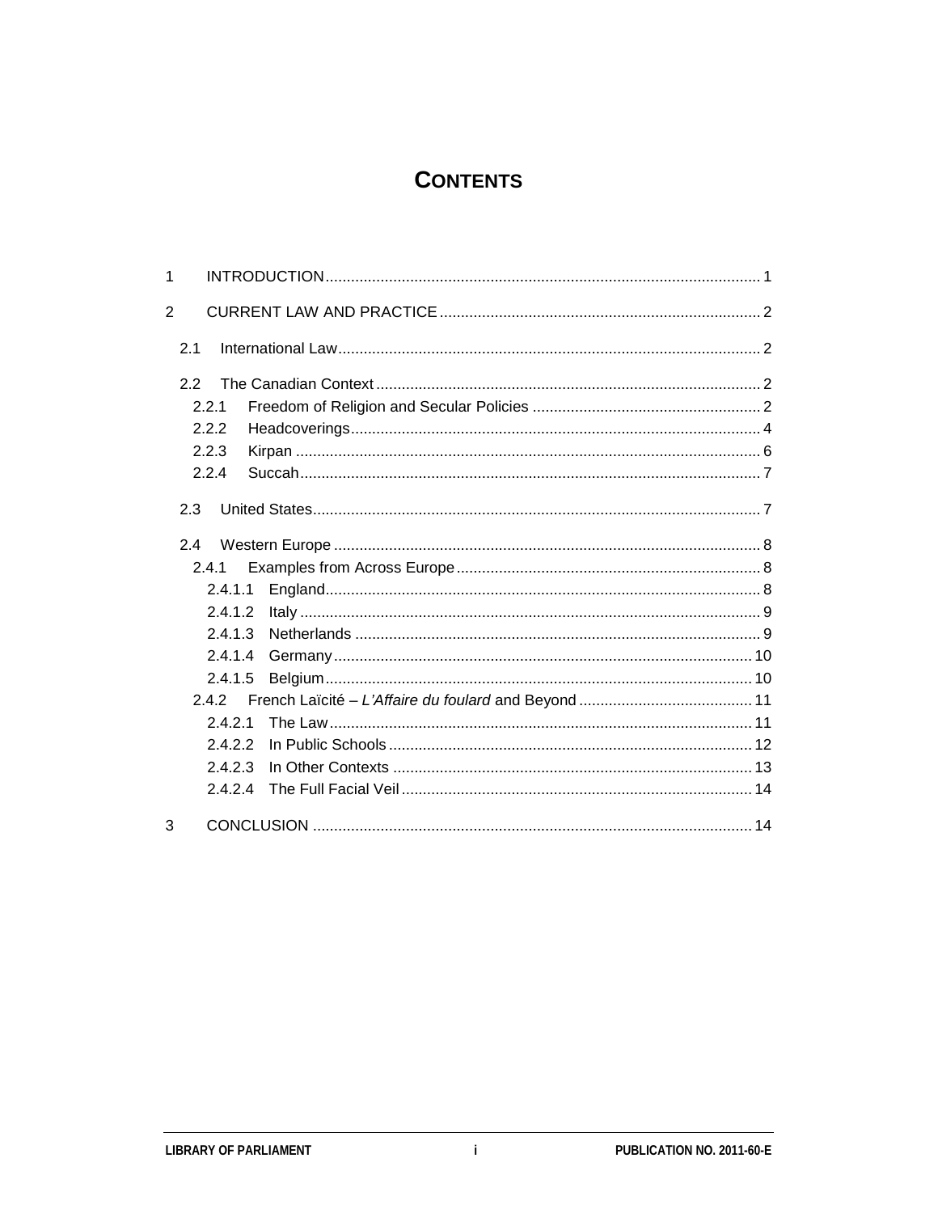# CONTENTS

1 INTRODUCTION ... 1

2 CURRENT LAW AND PRACTICE ... 2

- 2.1 International Law ... 2
- 2.2 The Canadian Context ... 2
  - 2.2.1 Freedom of Religion and Secular Policies ... 2
  - 2.2.2 Headcoverings ... 4
  - 2.2.3 Kirpan ... 6
  - 2.2.4 Succah ... 7
- 2.3 United States ... 7
- 2.4 Western Europe ... 8
  - 2.4.1 Examples from Across Europe ... 8
    - 2.4.1.1 England ... 8
    - 2.4.1.2 Italy ... 9
    - 2.4.1.3 Netherlands ... 9
    - 2.4.1.4 Germany ... 10
    - 2.4.1.5 Belgium ... 10
  - 2.4.2 French Laïcité – *L'Affaire du foulard* and Beyond ... 11
    - 2.4.2.1 The Law ... 11
    - 2.4.2.2 In Public Schools ... 12
    - 2.4.2.3 In Other Contexts ... 13
    - 2.4.2.4 The Full Facial Veil ... 14

3 CONCLUSION ... 14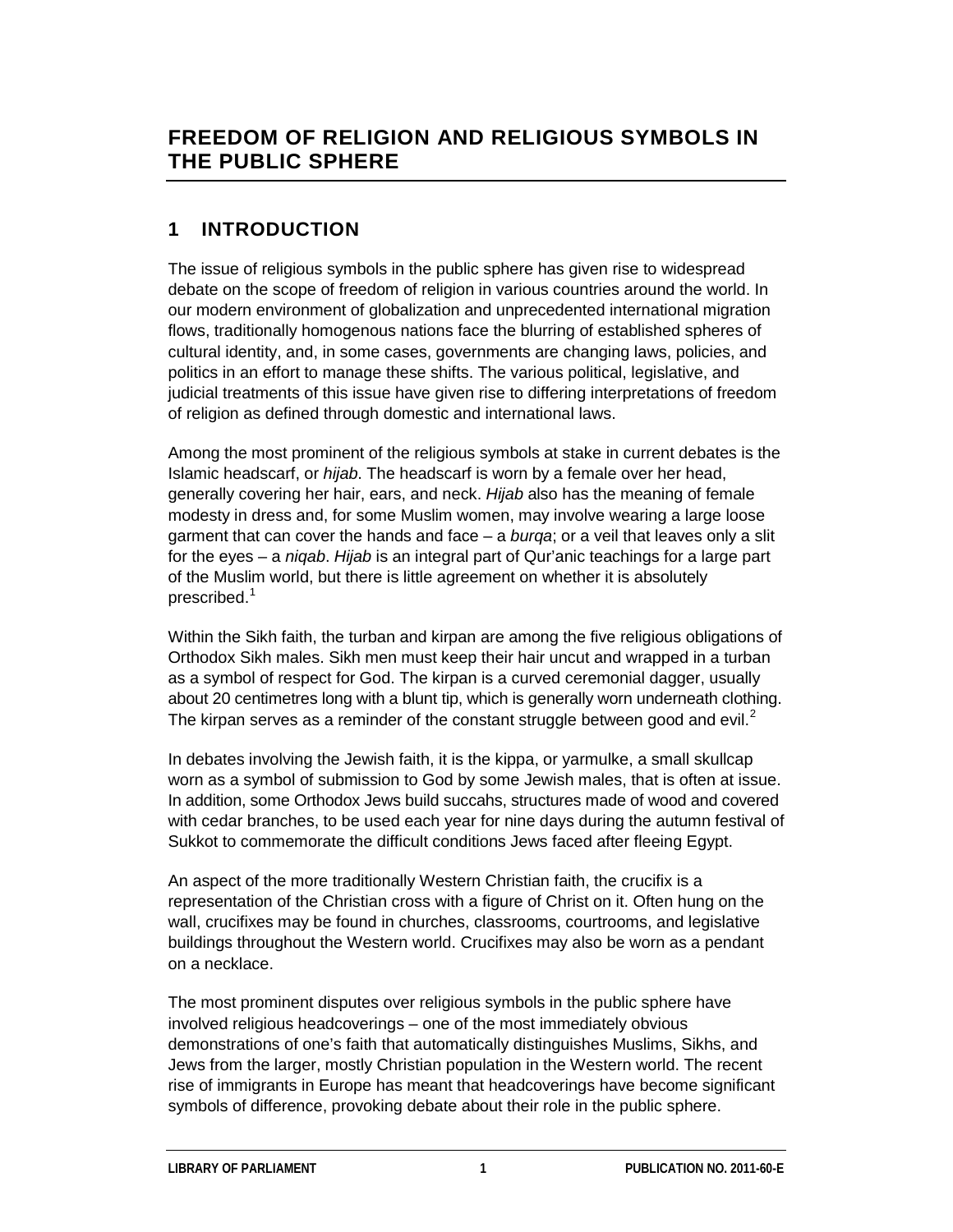# FREEDOM OF RELIGION AND RELIGIOUS SYMBOLS IN THE PUBLIC SPHERE

## 1 INTRODUCTION

The issue of religious symbols in the public sphere has given rise to widespread debate on the scope of freedom of religion in various countries around the world. In our modern environment of globalization and unprecedented international migration flows, traditionally homogenous nations face the blurring of established spheres of cultural identity, and, in some cases, governments are changing laws, policies, and politics in an effort to manage these shifts. The various political, legislative, and judicial treatments of this issue have given rise to differing interpretations of freedom of religion as defined through domestic and international laws.

Among the most prominent of the religious symbols at stake in current debates is the Islamic headscarf, or *hijab*. The headscarf is worn by a female over her head, generally covering her hair, ears, and neck. *Hijab* also has the meaning of female modesty in dress and, for some Muslim women, may involve wearing a large loose garment that can cover the hands and face – a *burqa*; or a veil that leaves only a slit for the eyes – a *niqab*. *Hijab* is an integral part of Qur'anic teachings for a large part of the Muslim world, but there is little agreement on whether it is absolutely prescribed.[1]

Within the Sikh faith, the turban and kirpan are among the five religious obligations of Orthodox Sikh males. Sikh men must keep their hair uncut and wrapped in a turban as a symbol of respect for God. The kirpan is a curved ceremonial dagger, usually about 20 centimetres long with a blunt tip, which is generally worn underneath clothing. The kirpan serves as a reminder of the constant struggle between good and evil.[2]

In debates involving the Jewish faith, it is the kippa, or yarmulke, a small skullcap worn as a symbol of submission to God by some Jewish males, that is often at issue. In addition, some Orthodox Jews build succahs, structures made of wood and covered with cedar branches, to be used each year for nine days during the autumn festival of Sukkot to commemorate the difficult conditions Jews faced after fleeing Egypt.

An aspect of the more traditionally Western Christian faith, the crucifix is a representation of the Christian cross with a figure of Christ on it. Often hung on the wall, crucifixes may be found in churches, classrooms, courtrooms, and legislative buildings throughout the Western world. Crucifixes may also be worn as a pendant on a necklace.

The most prominent disputes over religious symbols in the public sphere have involved religious headcoverings – one of the most immediately obvious demonstrations of one's faith that automatically distinguishes Muslims, Sikhs, and Jews from the larger, mostly Christian population in the Western world. The recent rise of immigrants in Europe has meant that headcoverings have become significant symbols of difference, provoking debate about their role in the public sphere.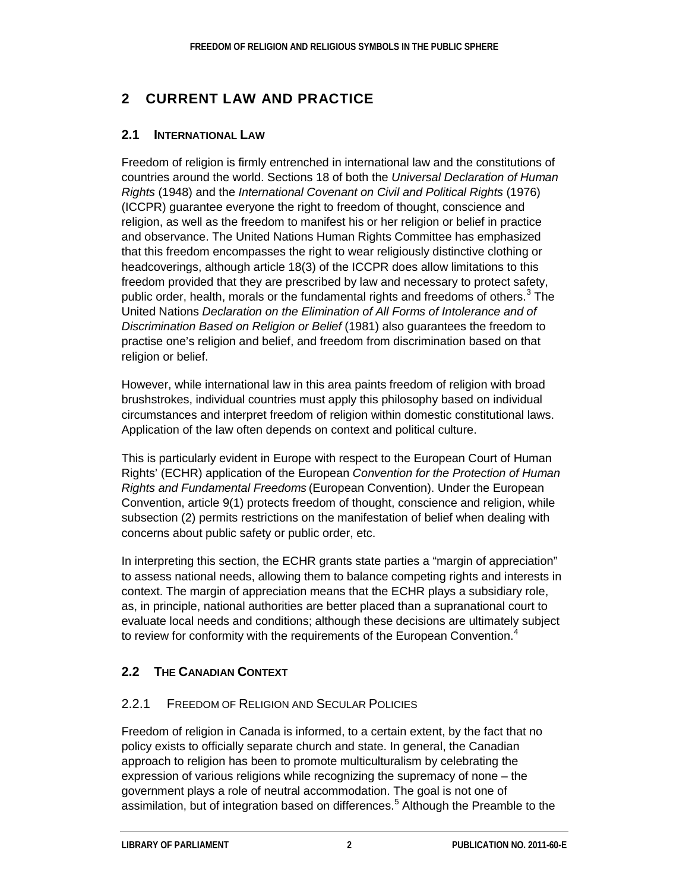## 2 CURRENT LAW AND PRACTICE

### 2.1 INTERNATIONAL LAW

Freedom of religion is firmly entrenched in international law and the constitutions of countries around the world. Sections 18 of both the *Universal Declaration of Human Rights* (1948) and the *International Covenant on Civil and Political Rights* (1976) (ICCPR) guarantee everyone the right to freedom of thought, conscience and religion, as well as the freedom to manifest his or her religion or belief in practice and observance. The United Nations Human Rights Committee has emphasized that this freedom encompasses the right to wear religiously distinctive clothing or headcoverings, although article 18(3) of the ICCPR does allow limitations to this freedom provided that they are prescribed by law and necessary to protect safety, public order, health, morals or the fundamental rights and freedoms of others.[3] The United Nations *Declaration on the Elimination of All Forms of Intolerance and of Discrimination Based on Religion or Belief* (1981) also guarantees the freedom to practise one's religion and belief, and freedom from discrimination based on that religion or belief.

However, while international law in this area paints freedom of religion with broad brushstrokes, individual countries must apply this philosophy based on individual circumstances and interpret freedom of religion within domestic constitutional laws. Application of the law often depends on context and political culture.

This is particularly evident in Europe with respect to the European Court of Human Rights' (ECHR) application of the European *Convention for the Protection of Human Rights and Fundamental Freedoms* (European Convention). Under the European Convention, article 9(1) protects freedom of thought, conscience and religion, while subsection (2) permits restrictions on the manifestation of belief when dealing with concerns about public safety or public order, etc.

In interpreting this section, the ECHR grants state parties a "margin of appreciation" to assess national needs, allowing them to balance competing rights and interests in context. The margin of appreciation means that the ECHR plays a subsidiary role, as, in principle, national authorities are better placed than a supranational court to evaluate local needs and conditions; although these decisions are ultimately subject to review for conformity with the requirements of the European Convention.[4]

### 2.2 THE CANADIAN CONTEXT

#### 2.2.1 FREEDOM OF RELIGION AND SECULAR POLICIES

Freedom of religion in Canada is informed, to a certain extent, by the fact that no policy exists to officially separate church and state. In general, the Canadian approach to religion has been to promote multiculturalism by celebrating the expression of various religions while recognizing the supremacy of none – the government plays a role of neutral accommodation. The goal is not one of assimilation, but of integration based on differences.[5] Although the Preamble to the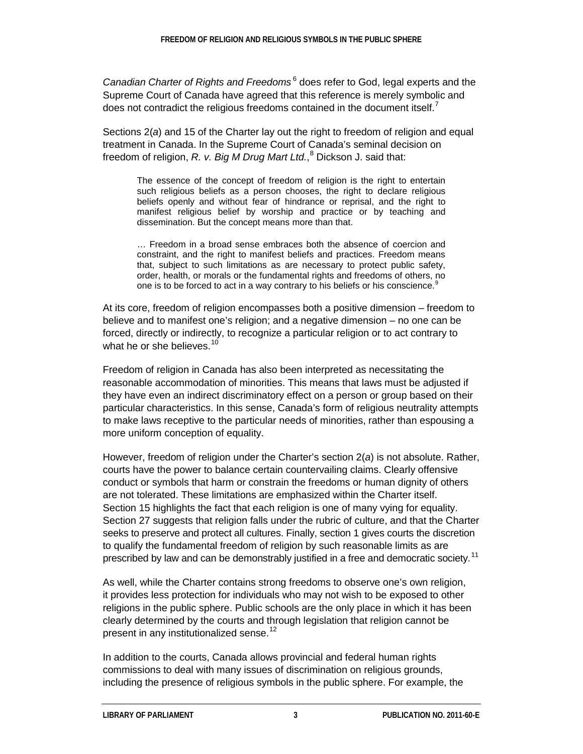*Canadian Charter of Rights and Freedoms*[6] does refer to God, legal experts and the Supreme Court of Canada have agreed that this reference is merely symbolic and does not contradict the religious freedoms contained in the document itself.[7]

Sections 2(*a*) and 15 of the Charter lay out the right to freedom of religion and equal treatment in Canada. In the Supreme Court of Canada's seminal decision on freedom of religion, *R. v. Big M Drug Mart Ltd.*,[8] Dickson J. said that:

> The essence of the concept of freedom of religion is the right to entertain such religious beliefs as a person chooses, the right to declare religious beliefs openly and without fear of hindrance or reprisal, and the right to manifest religious belief by worship and practice or by teaching and dissemination. But the concept means more than that.
>
> … Freedom in a broad sense embraces both the absence of coercion and constraint, and the right to manifest beliefs and practices. Freedom means that, subject to such limitations as are necessary to protect public safety, order, health, or morals or the fundamental rights and freedoms of others, no one is to be forced to act in a way contrary to his beliefs or his conscience.[9]

At its core, freedom of religion encompasses both a positive dimension – freedom to believe and to manifest one's religion; and a negative dimension – no one can be forced, directly or indirectly, to recognize a particular religion or to act contrary to what he or she believes.[10]

Freedom of religion in Canada has also been interpreted as necessitating the reasonable accommodation of minorities. This means that laws must be adjusted if they have even an indirect discriminatory effect on a person or group based on their particular characteristics. In this sense, Canada's form of religious neutrality attempts to make laws receptive to the particular needs of minorities, rather than espousing a more uniform conception of equality.

However, freedom of religion under the Charter's section 2(*a*) is not absolute. Rather, courts have the power to balance certain countervailing claims. Clearly offensive conduct or symbols that harm or constrain the freedoms or human dignity of others are not tolerated. These limitations are emphasized within the Charter itself. Section 15 highlights the fact that each religion is one of many vying for equality. Section 27 suggests that religion falls under the rubric of culture, and that the Charter seeks to preserve and protect all cultures. Finally, section 1 gives courts the discretion to qualify the fundamental freedom of religion by such reasonable limits as are prescribed by law and can be demonstrably justified in a free and democratic society.[11]

As well, while the Charter contains strong freedoms to observe one's own religion, it provides less protection for individuals who may not wish to be exposed to other religions in the public sphere. Public schools are the only place in which it has been clearly determined by the courts and through legislation that religion cannot be present in any institutionalized sense.[12]

In addition to the courts, Canada allows provincial and federal human rights commissions to deal with many issues of discrimination on religious grounds, including the presence of religious symbols in the public sphere. For example, the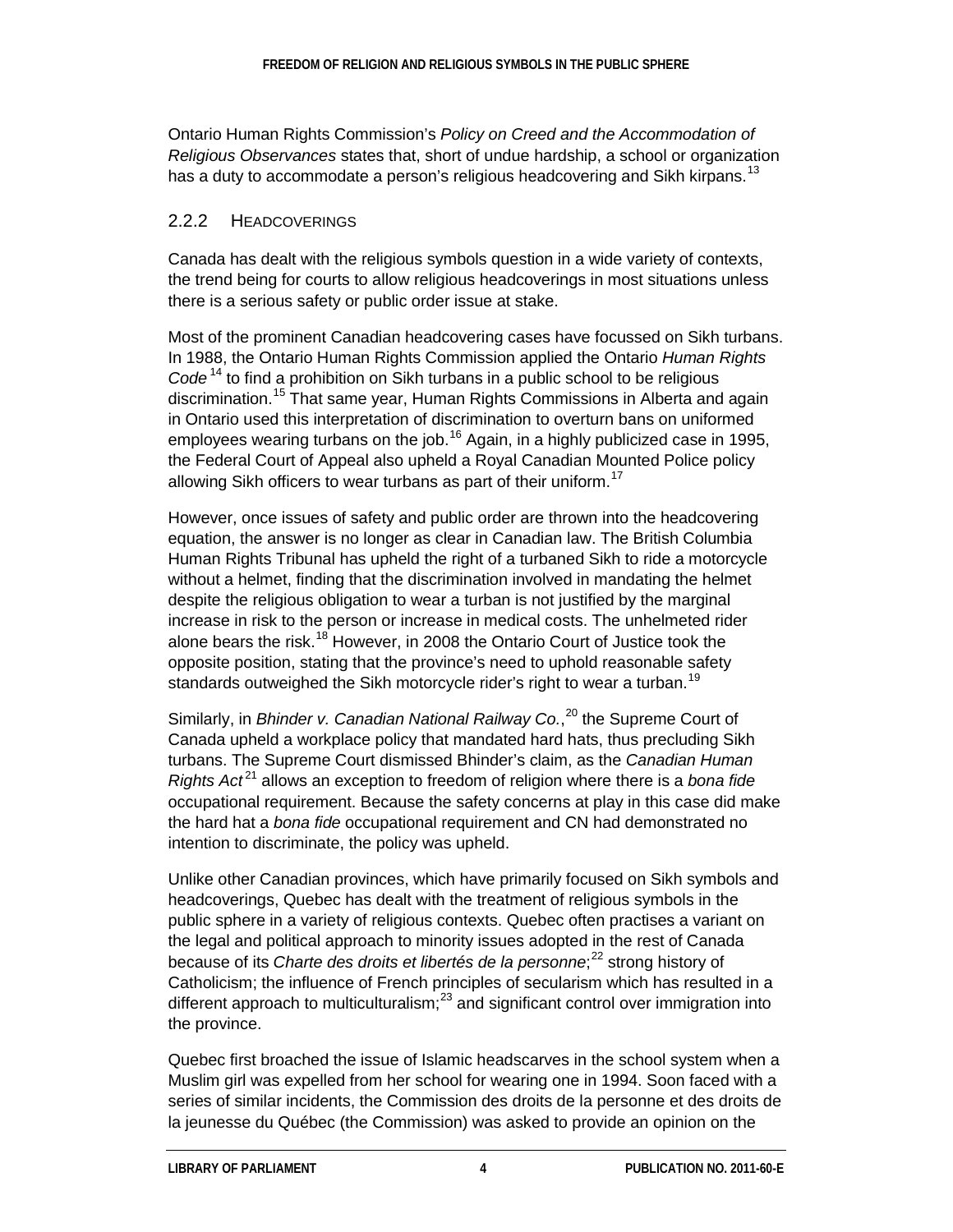Ontario Human Rights Commission's *Policy on Creed and the Accommodation of Religious Observances* states that, short of undue hardship, a school or organization has a duty to accommodate a person's religious headcovering and Sikh kirpans.[13]

### 2.2.2 Headcoverings

Canada has dealt with the religious symbols question in a wide variety of contexts, the trend being for courts to allow religious headcoverings in most situations unless there is a serious safety or public order issue at stake.

Most of the prominent Canadian headcovering cases have focussed on Sikh turbans. In 1988, the Ontario Human Rights Commission applied the Ontario *Human Rights Code*[14] to find a prohibition on Sikh turbans in a public school to be religious discrimination.[15] That same year, Human Rights Commissions in Alberta and again in Ontario used this interpretation of discrimination to overturn bans on uniformed employees wearing turbans on the job.[16] Again, in a highly publicized case in 1995, the Federal Court of Appeal also upheld a Royal Canadian Mounted Police policy allowing Sikh officers to wear turbans as part of their uniform.[17]

However, once issues of safety and public order are thrown into the headcovering equation, the answer is no longer as clear in Canadian law. The British Columbia Human Rights Tribunal has upheld the right of a turbaned Sikh to ride a motorcycle without a helmet, finding that the discrimination involved in mandating the helmet despite the religious obligation to wear a turban is not justified by the marginal increase in risk to the person or increase in medical costs. The unhelmeted rider alone bears the risk.[18] However, in 2008 the Ontario Court of Justice took the opposite position, stating that the province's need to uphold reasonable safety standards outweighed the Sikh motorcycle rider's right to wear a turban.[19]

Similarly, in *Bhinder v. Canadian National Railway Co.*,[20] the Supreme Court of Canada upheld a workplace policy that mandated hard hats, thus precluding Sikh turbans. The Supreme Court dismissed Bhinder's claim, as the *Canadian Human Rights Act*[21] allows an exception to freedom of religion where there is a *bona fide* occupational requirement. Because the safety concerns at play in this case did make the hard hat a *bona fide* occupational requirement and CN had demonstrated no intention to discriminate, the policy was upheld.

Unlike other Canadian provinces, which have primarily focused on Sikh symbols and headcoverings, Quebec has dealt with the treatment of religious symbols in the public sphere in a variety of religious contexts. Quebec often practises a variant on the legal and political approach to minority issues adopted in the rest of Canada because of its *Charte des droits et libertés de la personne*;[22] strong history of Catholicism; the influence of French principles of secularism which has resulted in a different approach to multiculturalism;[23] and significant control over immigration into the province.

Quebec first broached the issue of Islamic headscarves in the school system when a Muslim girl was expelled from her school for wearing one in 1994. Soon faced with a series of similar incidents, the Commission des droits de la personne et des droits de la jeunesse du Québec (the Commission) was asked to provide an opinion on the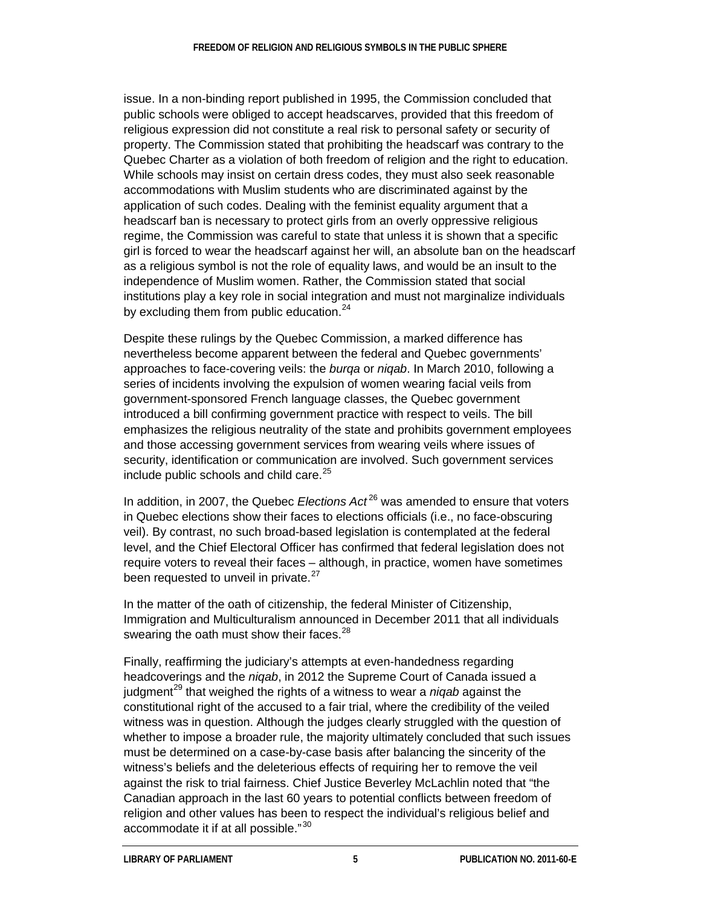issue. In a non-binding report published in 1995, the Commission concluded that public schools were obliged to accept headscarves, provided that this freedom of religious expression did not constitute a real risk to personal safety or security of property. The Commission stated that prohibiting the headscarf was contrary to the Quebec Charter as a violation of both freedom of religion and the right to education. While schools may insist on certain dress codes, they must also seek reasonable accommodations with Muslim students who are discriminated against by the application of such codes. Dealing with the feminist equality argument that a headscarf ban is necessary to protect girls from an overly oppressive religious regime, the Commission was careful to state that unless it is shown that a specific girl is forced to wear the headscarf against her will, an absolute ban on the headscarf as a religious symbol is not the role of equality laws, and would be an insult to the independence of Muslim women. Rather, the Commission stated that social institutions play a key role in social integration and must not marginalize individuals by excluding them from public education.[24]

Despite these rulings by the Quebec Commission, a marked difference has nevertheless become apparent between the federal and Quebec governments' approaches to face-covering veils: the *burqa* or *niqab*. In March 2010, following a series of incidents involving the expulsion of women wearing facial veils from government-sponsored French language classes, the Quebec government introduced a bill confirming government practice with respect to veils. The bill emphasizes the religious neutrality of the state and prohibits government employees and those accessing government services from wearing veils where issues of security, identification or communication are involved. Such government services include public schools and child care.[25]

In addition, in 2007, the Quebec *Elections Act*[26] was amended to ensure that voters in Quebec elections show their faces to elections officials (i.e., no face-obscuring veil). By contrast, no such broad-based legislation is contemplated at the federal level, and the Chief Electoral Officer has confirmed that federal legislation does not require voters to reveal their faces – although, in practice, women have sometimes been requested to unveil in private.[27]

In the matter of the oath of citizenship, the federal Minister of Citizenship, Immigration and Multiculturalism announced in December 2011 that all individuals swearing the oath must show their faces.[28]

Finally, reaffirming the judiciary's attempts at even-handedness regarding headcoverings and the *niqab*, in 2012 the Supreme Court of Canada issued a judgment[29] that weighed the rights of a witness to wear a *niqab* against the constitutional right of the accused to a fair trial, where the credibility of the veiled witness was in question. Although the judges clearly struggled with the question of whether to impose a broader rule, the majority ultimately concluded that such issues must be determined on a case-by-case basis after balancing the sincerity of the witness's beliefs and the deleterious effects of requiring her to remove the veil against the risk to trial fairness. Chief Justice Beverley McLachlin noted that "the Canadian approach in the last 60 years to potential conflicts between freedom of religion and other values has been to respect the individual's religious belief and accommodate it if at all possible."[30]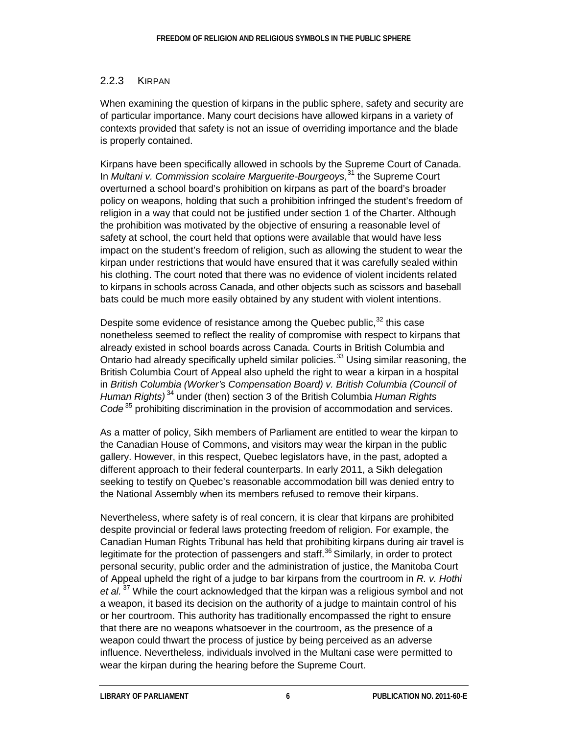### 2.2.3 KIRPAN

When examining the question of kirpans in the public sphere, safety and security are of particular importance. Many court decisions have allowed kirpans in a variety of contexts provided that safety is not an issue of overriding importance and the blade is properly contained.

Kirpans have been specifically allowed in schools by the Supreme Court of Canada. In *Multani v. Commission scolaire Marguerite-Bourgeoys*,[31] the Supreme Court overturned a school board's prohibition on kirpans as part of the board's broader policy on weapons, holding that such a prohibition infringed the student's freedom of religion in a way that could not be justified under section 1 of the Charter. Although the prohibition was motivated by the objective of ensuring a reasonable level of safety at school, the court held that options were available that would have less impact on the student's freedom of religion, such as allowing the student to wear the kirpan under restrictions that would have ensured that it was carefully sealed within his clothing. The court noted that there was no evidence of violent incidents related to kirpans in schools across Canada, and other objects such as scissors and baseball bats could be much more easily obtained by any student with violent intentions.

Despite some evidence of resistance among the Quebec public,[32] this case nonetheless seemed to reflect the reality of compromise with respect to kirpans that already existed in school boards across Canada. Courts in British Columbia and Ontario had already specifically upheld similar policies.[33] Using similar reasoning, the British Columbia Court of Appeal also upheld the right to wear a kirpan in a hospital in *British Columbia (Worker's Compensation Board) v. British Columbia (Council of Human Rights)*[34] under (then) section 3 of the British Columbia *Human Rights Code*[35] prohibiting discrimination in the provision of accommodation and services.

As a matter of policy, Sikh members of Parliament are entitled to wear the kirpan to the Canadian House of Commons, and visitors may wear the kirpan in the public gallery. However, in this respect, Quebec legislators have, in the past, adopted a different approach to their federal counterparts. In early 2011, a Sikh delegation seeking to testify on Quebec's reasonable accommodation bill was denied entry to the National Assembly when its members refused to remove their kirpans.

Nevertheless, where safety is of real concern, it is clear that kirpans are prohibited despite provincial or federal laws protecting freedom of religion. For example, the Canadian Human Rights Tribunal has held that prohibiting kirpans during air travel is legitimate for the protection of passengers and staff.[36] Similarly, in order to protect personal security, public order and the administration of justice, the Manitoba Court of Appeal upheld the right of a judge to bar kirpans from the courtroom in *R. v. Hothi et al.*[37] While the court acknowledged that the kirpan was a religious symbol and not a weapon, it based its decision on the authority of a judge to maintain control of his or her courtroom. This authority has traditionally encompassed the right to ensure that there are no weapons whatsoever in the courtroom, as the presence of a weapon could thwart the process of justice by being perceived as an adverse influence. Nevertheless, individuals involved in the Multani case were permitted to wear the kirpan during the hearing before the Supreme Court.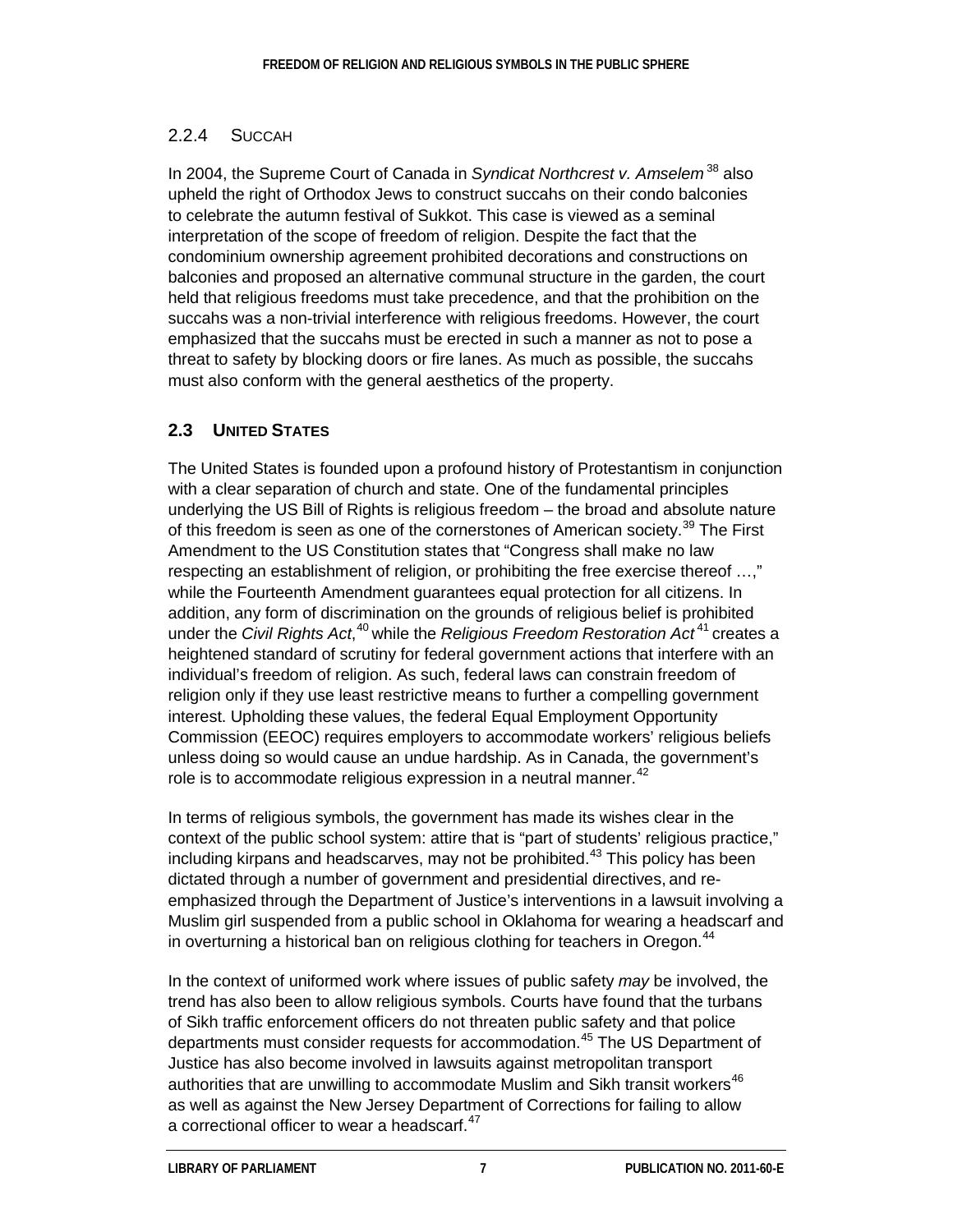### 2.2.4 Succah

In 2004, the Supreme Court of Canada in *Syndicat Northcrest v. Amselem*[38] also upheld the right of Orthodox Jews to construct succahs on their condo balconies to celebrate the autumn festival of Sukkot. This case is viewed as a seminal interpretation of the scope of freedom of religion. Despite the fact that the condominium ownership agreement prohibited decorations and constructions on balconies and proposed an alternative communal structure in the garden, the court held that religious freedoms must take precedence, and that the prohibition on the succahs was a non-trivial interference with religious freedoms. However, the court emphasized that the succahs must be erected in such a manner as not to pose a threat to safety by blocking doors or fire lanes. As much as possible, the succahs must also conform with the general aesthetics of the property.

## 2.3 United States

The United States is founded upon a profound history of Protestantism in conjunction with a clear separation of church and state. One of the fundamental principles underlying the US Bill of Rights is religious freedom – the broad and absolute nature of this freedom is seen as one of the cornerstones of American society.[39] The First Amendment to the US Constitution states that "Congress shall make no law respecting an establishment of religion, or prohibiting the free exercise thereof …," while the Fourteenth Amendment guarantees equal protection for all citizens. In addition, any form of discrimination on the grounds of religious belief is prohibited under the *Civil Rights Act*,[40] while the *Religious Freedom Restoration Act*[41] creates a heightened standard of scrutiny for federal government actions that interfere with an individual's freedom of religion. As such, federal laws can constrain freedom of religion only if they use least restrictive means to further a compelling government interest. Upholding these values, the federal Equal Employment Opportunity Commission (EEOC) requires employers to accommodate workers' religious beliefs unless doing so would cause an undue hardship. As in Canada, the government's role is to accommodate religious expression in a neutral manner.[42]

In terms of religious symbols, the government has made its wishes clear in the context of the public school system: attire that is "part of students' religious practice," including kirpans and headscarves, may not be prohibited.[43] This policy has been dictated through a number of government and presidential directives, and re-emphasized through the Department of Justice's interventions in a lawsuit involving a Muslim girl suspended from a public school in Oklahoma for wearing a headscarf and in overturning a historical ban on religious clothing for teachers in Oregon.[44]

In the context of uniformed work where issues of public safety *may* be involved, the trend has also been to allow religious symbols. Courts have found that the turbans of Sikh traffic enforcement officers do not threaten public safety and that police departments must consider requests for accommodation.[45] The US Department of Justice has also become involved in lawsuits against metropolitan transport authorities that are unwilling to accommodate Muslim and Sikh transit workers[46] as well as against the New Jersey Department of Corrections for failing to allow a correctional officer to wear a headscarf.[47]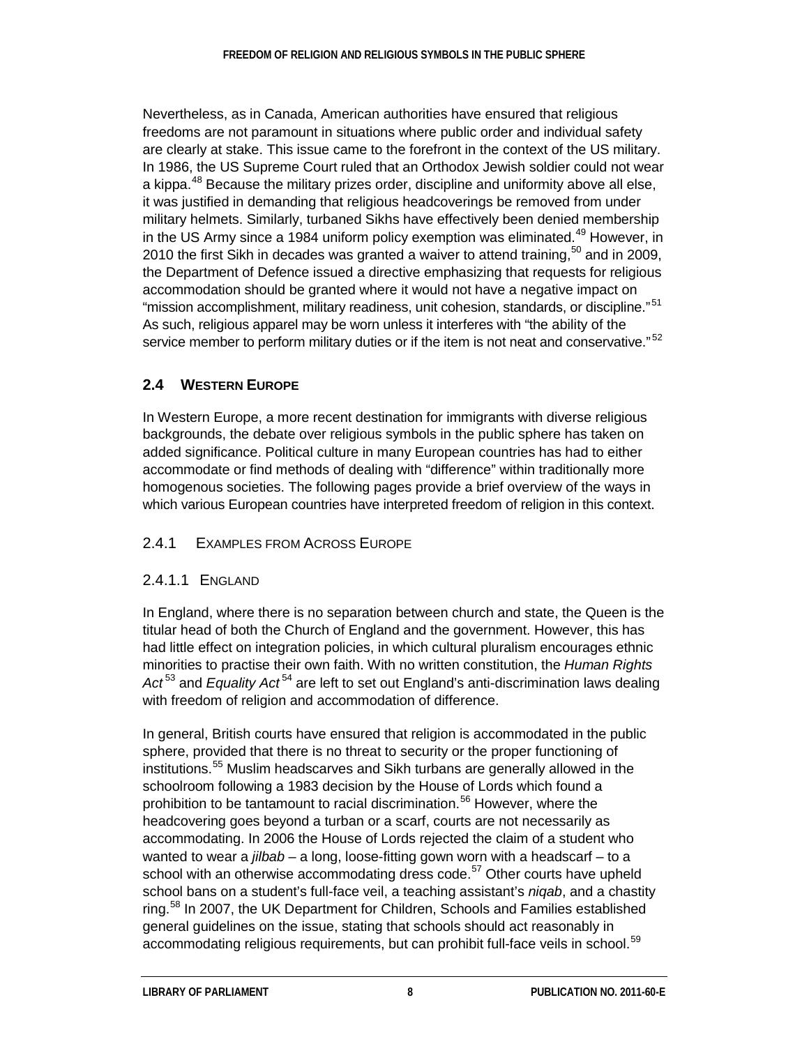Nevertheless, as in Canada, American authorities have ensured that religious freedoms are not paramount in situations where public order and individual safety are clearly at stake. This issue came to the forefront in the context of the US military. In 1986, the US Supreme Court ruled that an Orthodox Jewish soldier could not wear a kippa.[48] Because the military prizes order, discipline and uniformity above all else, it was justified in demanding that religious headcoverings be removed from under military helmets. Similarly, turbaned Sikhs have effectively been denied membership in the US Army since a 1984 uniform policy exemption was eliminated.[49] However, in 2010 the first Sikh in decades was granted a waiver to attend training,[50] and in 2009, the Department of Defence issued a directive emphasizing that requests for religious accommodation should be granted where it would not have a negative impact on "mission accomplishment, military readiness, unit cohesion, standards, or discipline."[51] As such, religious apparel may be worn unless it interferes with "the ability of the service member to perform military duties or if the item is not neat and conservative."[52]

## 2.4 Western Europe

In Western Europe, a more recent destination for immigrants with diverse religious backgrounds, the debate over religious symbols in the public sphere has taken on added significance. Political culture in many European countries has had to either accommodate or find methods of dealing with "difference" within traditionally more homogenous societies. The following pages provide a brief overview of the ways in which various European countries have interpreted freedom of religion in this context.

### 2.4.1 Examples from Across Europe

#### 2.4.1.1 England

In England, where there is no separation between church and state, the Queen is the titular head of both the Church of England and the government. However, this has had little effect on integration policies, in which cultural pluralism encourages ethnic minorities to practise their own faith. With no written constitution, the *Human Rights Act*[53] and *Equality Act*[54] are left to set out England's anti-discrimination laws dealing with freedom of religion and accommodation of difference.

In general, British courts have ensured that religion is accommodated in the public sphere, provided that there is no threat to security or the proper functioning of institutions.[55] Muslim headscarves and Sikh turbans are generally allowed in the schoolroom following a 1983 decision by the House of Lords which found a prohibition to be tantamount to racial discrimination.[56] However, where the headcovering goes beyond a turban or a scarf, courts are not necessarily as accommodating. In 2006 the House of Lords rejected the claim of a student who wanted to wear a *jilbab* – a long, loose-fitting gown worn with a headscarf – to a school with an otherwise accommodating dress code.[57] Other courts have upheld school bans on a student's full-face veil, a teaching assistant's *niqab*, and a chastity ring.[58] In 2007, the UK Department for Children, Schools and Families established general guidelines on the issue, stating that schools should act reasonably in accommodating religious requirements, but can prohibit full-face veils in school.[59]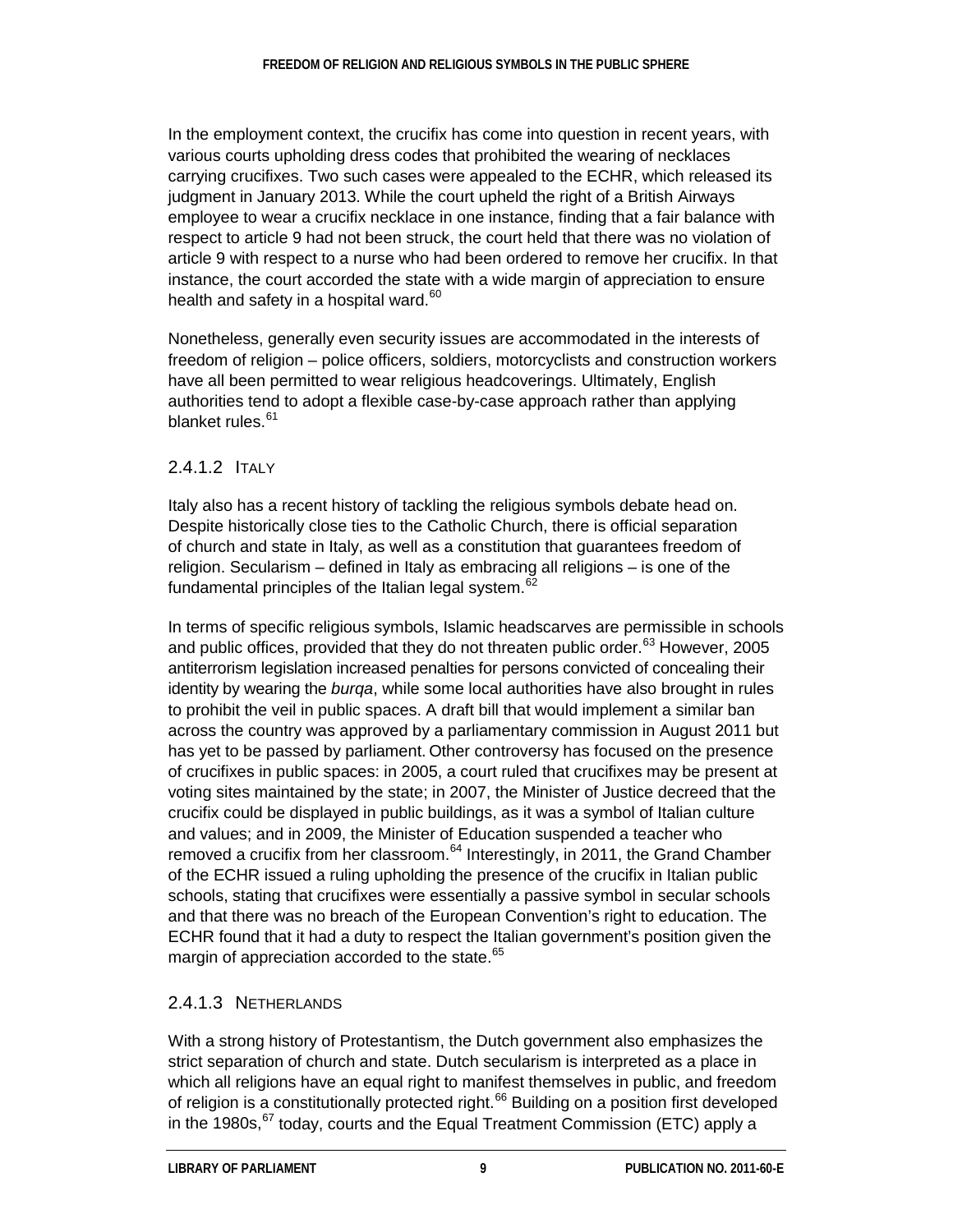In the employment context, the crucifix has come into question in recent years, with various courts upholding dress codes that prohibited the wearing of necklaces carrying crucifixes. Two such cases were appealed to the ECHR, which released its judgment in January 2013. While the court upheld the right of a British Airways employee to wear a crucifix necklace in one instance, finding that a fair balance with respect to article 9 had not been struck, the court held that there was no violation of article 9 with respect to a nurse who had been ordered to remove her crucifix. In that instance, the court accorded the state with a wide margin of appreciation to ensure health and safety in a hospital ward.[60]

Nonetheless, generally even security issues are accommodated in the interests of freedom of religion – police officers, soldiers, motorcyclists and construction workers have all been permitted to wear religious headcoverings. Ultimately, English authorities tend to adopt a flexible case-by-case approach rather than applying blanket rules.[61]

#### 2.4.1.2 Italy

Italy also has a recent history of tackling the religious symbols debate head on. Despite historically close ties to the Catholic Church, there is official separation of church and state in Italy, as well as a constitution that guarantees freedom of religion. Secularism – defined in Italy as embracing all religions – is one of the fundamental principles of the Italian legal system.[62]

In terms of specific religious symbols, Islamic headscarves are permissible in schools and public offices, provided that they do not threaten public order.[63] However, 2005 antiterrorism legislation increased penalties for persons convicted of concealing their identity by wearing the *burqa*, while some local authorities have also brought in rules to prohibit the veil in public spaces. A draft bill that would implement a similar ban across the country was approved by a parliamentary commission in August 2011 but has yet to be passed by parliament. Other controversy has focused on the presence of crucifixes in public spaces: in 2005, a court ruled that crucifixes may be present at voting sites maintained by the state; in 2007, the Minister of Justice decreed that the crucifix could be displayed in public buildings, as it was a symbol of Italian culture and values; and in 2009, the Minister of Education suspended a teacher who removed a crucifix from her classroom.[64] Interestingly, in 2011, the Grand Chamber of the ECHR issued a ruling upholding the presence of the crucifix in Italian public schools, stating that crucifixes were essentially a passive symbol in secular schools and that there was no breach of the European Convention's right to education. The ECHR found that it had a duty to respect the Italian government's position given the margin of appreciation accorded to the state.[65]

#### 2.4.1.3 Netherlands

With a strong history of Protestantism, the Dutch government also emphasizes the strict separation of church and state. Dutch secularism is interpreted as a place in which all religions have an equal right to manifest themselves in public, and freedom of religion is a constitutionally protected right.[66] Building on a position first developed in the 1980s,[67] today, courts and the Equal Treatment Commission (ETC) apply a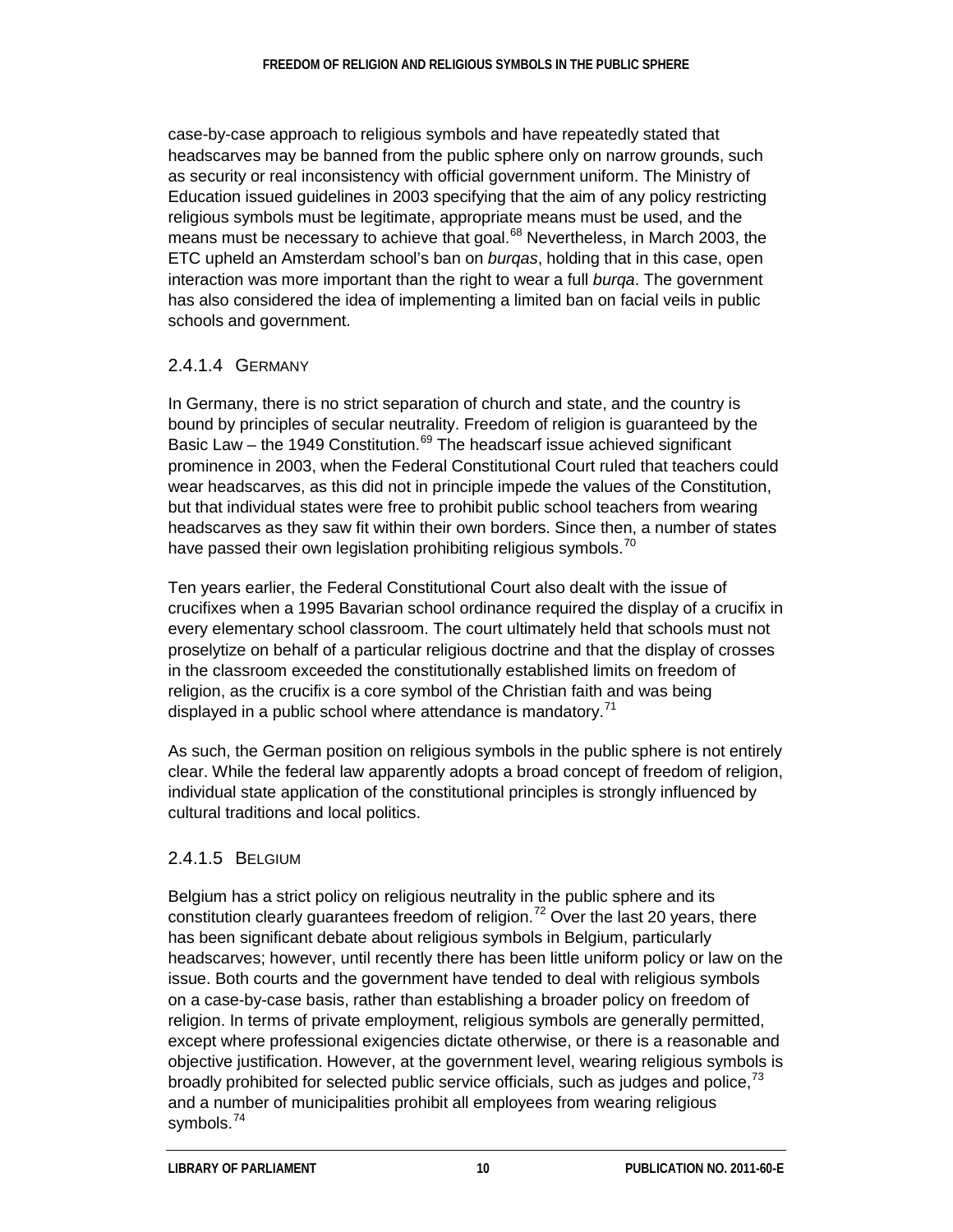case-by-case approach to religious symbols and have repeatedly stated that headscarves may be banned from the public sphere only on narrow grounds, such as security or real inconsistency with official government uniform. The Ministry of Education issued guidelines in 2003 specifying that the aim of any policy restricting religious symbols must be legitimate, appropriate means must be used, and the means must be necessary to achieve that goal.[68] Nevertheless, in March 2003, the ETC upheld an Amsterdam school's ban on *burqas*, holding that in this case, open interaction was more important than the right to wear a full *burqa*. The government has also considered the idea of implementing a limited ban on facial veils in public schools and government.

#### 2.4.1.4 Germany

In Germany, there is no strict separation of church and state, and the country is bound by principles of secular neutrality. Freedom of religion is guaranteed by the Basic Law – the 1949 Constitution.[69] The headscarf issue achieved significant prominence in 2003, when the Federal Constitutional Court ruled that teachers could wear headscarves, as this did not in principle impede the values of the Constitution, but that individual states were free to prohibit public school teachers from wearing headscarves as they saw fit within their own borders. Since then, a number of states have passed their own legislation prohibiting religious symbols.[70]

Ten years earlier, the Federal Constitutional Court also dealt with the issue of crucifixes when a 1995 Bavarian school ordinance required the display of a crucifix in every elementary school classroom. The court ultimately held that schools must not proselytize on behalf of a particular religious doctrine and that the display of crosses in the classroom exceeded the constitutionally established limits on freedom of religion, as the crucifix is a core symbol of the Christian faith and was being displayed in a public school where attendance is mandatory.[71]

As such, the German position on religious symbols in the public sphere is not entirely clear. While the federal law apparently adopts a broad concept of freedom of religion, individual state application of the constitutional principles is strongly influenced by cultural traditions and local politics.

#### 2.4.1.5 Belgium

Belgium has a strict policy on religious neutrality in the public sphere and its constitution clearly guarantees freedom of religion.[72] Over the last 20 years, there has been significant debate about religious symbols in Belgium, particularly headscarves; however, until recently there has been little uniform policy or law on the issue. Both courts and the government have tended to deal with religious symbols on a case-by-case basis, rather than establishing a broader policy on freedom of religion. In terms of private employment, religious symbols are generally permitted, except where professional exigencies dictate otherwise, or there is a reasonable and objective justification. However, at the government level, wearing religious symbols is broadly prohibited for selected public service officials, such as judges and police,[73] and a number of municipalities prohibit all employees from wearing religious symbols.[74]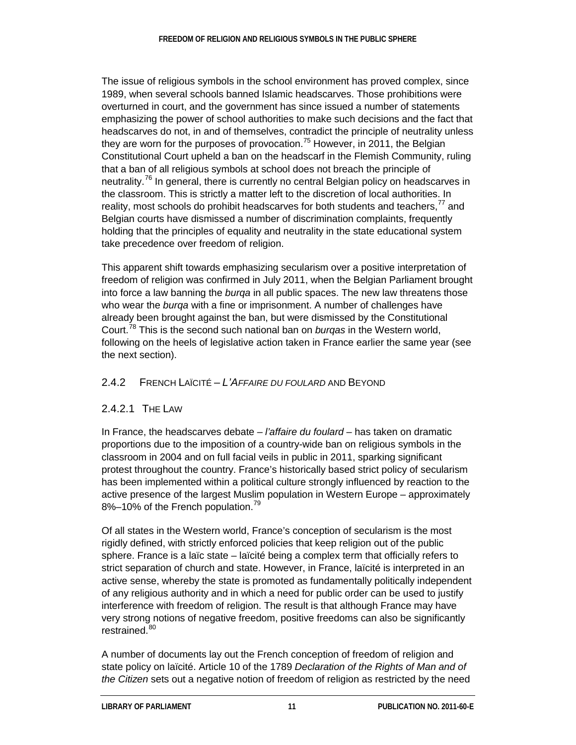The issue of religious symbols in the school environment has proved complex, since 1989, when several schools banned Islamic headscarves. Those prohibitions were overturned in court, and the government has since issued a number of statements emphasizing the power of school authorities to make such decisions and the fact that headscarves do not, in and of themselves, contradict the principle of neutrality unless they are worn for the purposes of provocation.[75] However, in 2011, the Belgian Constitutional Court upheld a ban on the headscarf in the Flemish Community, ruling that a ban of all religious symbols at school does not breach the principle of neutrality.[76] In general, there is currently no central Belgian policy on headscarves in the classroom. This is strictly a matter left to the discretion of local authorities. In reality, most schools do prohibit headscarves for both students and teachers,[77] and Belgian courts have dismissed a number of discrimination complaints, frequently holding that the principles of equality and neutrality in the state educational system take precedence over freedom of religion.

This apparent shift towards emphasizing secularism over a positive interpretation of freedom of religion was confirmed in July 2011, when the Belgian Parliament brought into force a law banning the *burqa* in all public spaces. The new law threatens those who wear the *burqa* with a fine or imprisonment. A number of challenges have already been brought against the ban, but were dismissed by the Constitutional Court.[78] This is the second such national ban on *burqas* in the Western world, following on the heels of legislative action taken in France earlier the same year (see the next section).

### 2.4.2 French Laïcité – *L'Affaire du foulard* and Beyond

#### 2.4.2.1 The Law

In France, the headscarves debate – *l'affaire du foulard* – has taken on dramatic proportions due to the imposition of a country-wide ban on religious symbols in the classroom in 2004 and on full facial veils in public in 2011, sparking significant protest throughout the country. France's historically based strict policy of secularism has been implemented within a political culture strongly influenced by reaction to the active presence of the largest Muslim population in Western Europe – approximately 8%–10% of the French population.[79]

Of all states in the Western world, France's conception of secularism is the most rigidly defined, with strictly enforced policies that keep religion out of the public sphere. France is a laïc state – laïcité being a complex term that officially refers to strict separation of church and state. However, in France, laïcité is interpreted in an active sense, whereby the state is promoted as fundamentally politically independent of any religious authority and in which a need for public order can be used to justify interference with freedom of religion. The result is that although France may have very strong notions of negative freedom, positive freedoms can also be significantly restrained.[80]

A number of documents lay out the French conception of freedom of religion and state policy on laïcité. Article 10 of the 1789 *Declaration of the Rights of Man and of the Citizen* sets out a negative notion of freedom of religion as restricted by the need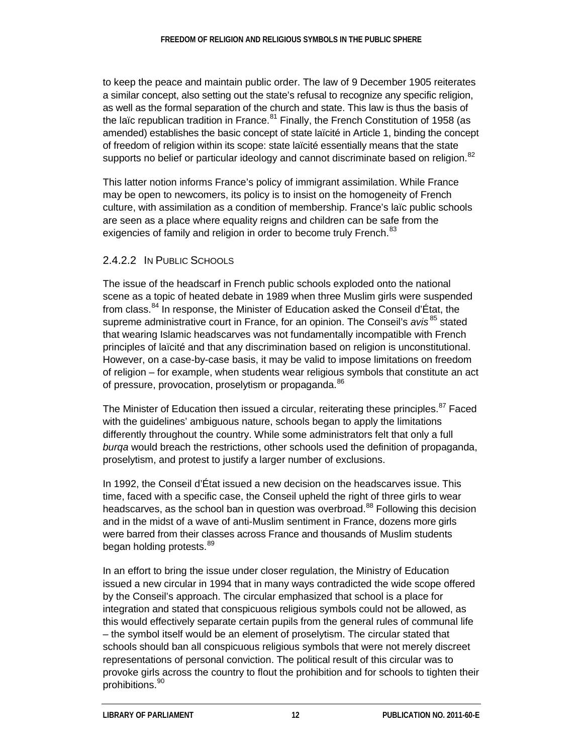to keep the peace and maintain public order. The law of 9 December 1905 reiterates a similar concept, also setting out the state's refusal to recognize any specific religion, as well as the formal separation of the church and state. This law is thus the basis of the laïc republican tradition in France.[81] Finally, the French Constitution of 1958 (as amended) establishes the basic concept of state laïcité in Article 1, binding the concept of freedom of religion within its scope: state laïcité essentially means that the state supports no belief or particular ideology and cannot discriminate based on religion.[82]

This latter notion informs France's policy of immigrant assimilation. While France may be open to newcomers, its policy is to insist on the homogeneity of French culture, with assimilation as a condition of membership. France's laïc public schools are seen as a place where equality reigns and children can be safe from the exigencies of family and religion in order to become truly French.[83]

#### 2.4.2.2 In Public Schools

The issue of the headscarf in French public schools exploded onto the national scene as a topic of heated debate in 1989 when three Muslim girls were suspended from class.[84] In response, the Minister of Education asked the Conseil d'État, the supreme administrative court in France, for an opinion. The Conseil's *avis*[85] stated that wearing Islamic headscarves was not fundamentally incompatible with French principles of laïcité and that any discrimination based on religion is unconstitutional. However, on a case-by-case basis, it may be valid to impose limitations on freedom of religion – for example, when students wear religious symbols that constitute an act of pressure, provocation, proselytism or propaganda.[86]

The Minister of Education then issued a circular, reiterating these principles.[87] Faced with the guidelines' ambiguous nature, schools began to apply the limitations differently throughout the country. While some administrators felt that only a full *burqa* would breach the restrictions, other schools used the definition of propaganda, proselytism, and protest to justify a larger number of exclusions.

In 1992, the Conseil d'État issued a new decision on the headscarves issue. This time, faced with a specific case, the Conseil upheld the right of three girls to wear headscarves, as the school ban in question was overbroad.[88] Following this decision and in the midst of a wave of anti-Muslim sentiment in France, dozens more girls were barred from their classes across France and thousands of Muslim students began holding protests.[89]

In an effort to bring the issue under closer regulation, the Ministry of Education issued a new circular in 1994 that in many ways contradicted the wide scope offered by the Conseil's approach. The circular emphasized that school is a place for integration and stated that conspicuous religious symbols could not be allowed, as this would effectively separate certain pupils from the general rules of communal life – the symbol itself would be an element of proselytism. The circular stated that schools should ban all conspicuous religious symbols that were not merely discreet representations of personal conviction. The political result of this circular was to provoke girls across the country to flout the prohibition and for schools to tighten their prohibitions.[90]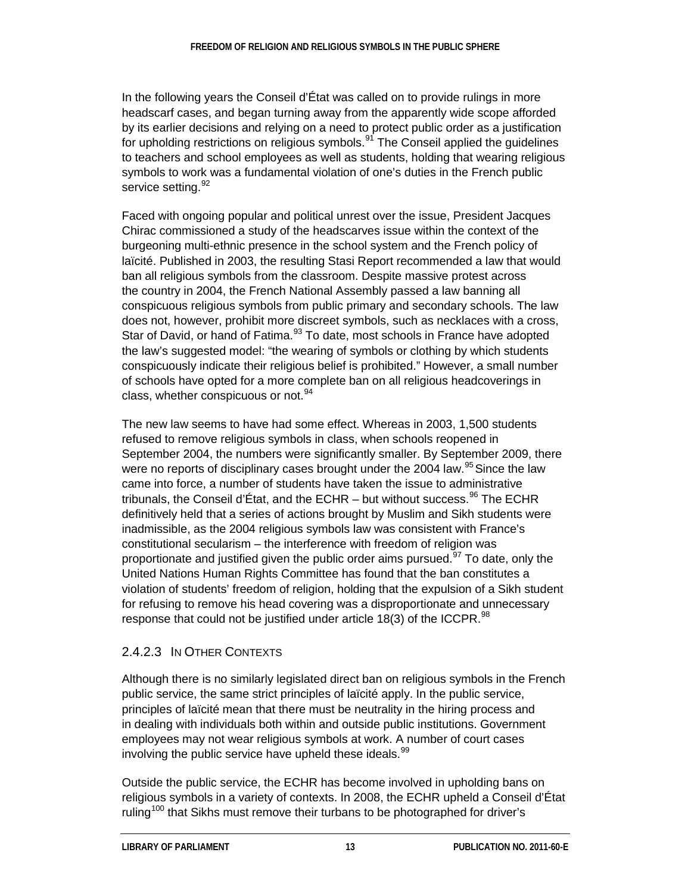In the following years the Conseil d'État was called on to provide rulings in more headscarf cases, and began turning away from the apparently wide scope afforded by its earlier decisions and relying on a need to protect public order as a justification for upholding restrictions on religious symbols.[91] The Conseil applied the guidelines to teachers and school employees as well as students, holding that wearing religious symbols to work was a fundamental violation of one's duties in the French public service setting.[92]

Faced with ongoing popular and political unrest over the issue, President Jacques Chirac commissioned a study of the headscarves issue within the context of the burgeoning multi-ethnic presence in the school system and the French policy of laïcité. Published in 2003, the resulting Stasi Report recommended a law that would ban all religious symbols from the classroom. Despite massive protest across the country in 2004, the French National Assembly passed a law banning all conspicuous religious symbols from public primary and secondary schools. The law does not, however, prohibit more discreet symbols, such as necklaces with a cross, Star of David, or hand of Fatima.[93] To date, most schools in France have adopted the law's suggested model: "the wearing of symbols or clothing by which students conspicuously indicate their religious belief is prohibited." However, a small number of schools have opted for a more complete ban on all religious headcoverings in class, whether conspicuous or not.[94]

The new law seems to have had some effect. Whereas in 2003, 1,500 students refused to remove religious symbols in class, when schools reopened in September 2004, the numbers were significantly smaller. By September 2009, there were no reports of disciplinary cases brought under the 2004 law.[95] Since the law came into force, a number of students have taken the issue to administrative tribunals, the Conseil d'État, and the ECHR – but without success.[96] The ECHR definitively held that a series of actions brought by Muslim and Sikh students were inadmissible, as the 2004 religious symbols law was consistent with France's constitutional secularism – the interference with freedom of religion was proportionate and justified given the public order aims pursued.[97] To date, only the United Nations Human Rights Committee has found that the ban constitutes a violation of students' freedom of religion, holding that the expulsion of a Sikh student for refusing to remove his head covering was a disproportionate and unnecessary response that could not be justified under article 18(3) of the ICCPR.[98]

#### 2.4.2.3 In Other Contexts

Although there is no similarly legislated direct ban on religious symbols in the French public service, the same strict principles of laïcité apply. In the public service, principles of laïcité mean that there must be neutrality in the hiring process and in dealing with individuals both within and outside public institutions. Government employees may not wear religious symbols at work. A number of court cases involving the public service have upheld these ideals.[99]

Outside the public service, the ECHR has become involved in upholding bans on religious symbols in a variety of contexts. In 2008, the ECHR upheld a Conseil d'État ruling[100] that Sikhs must remove their turbans to be photographed for driver's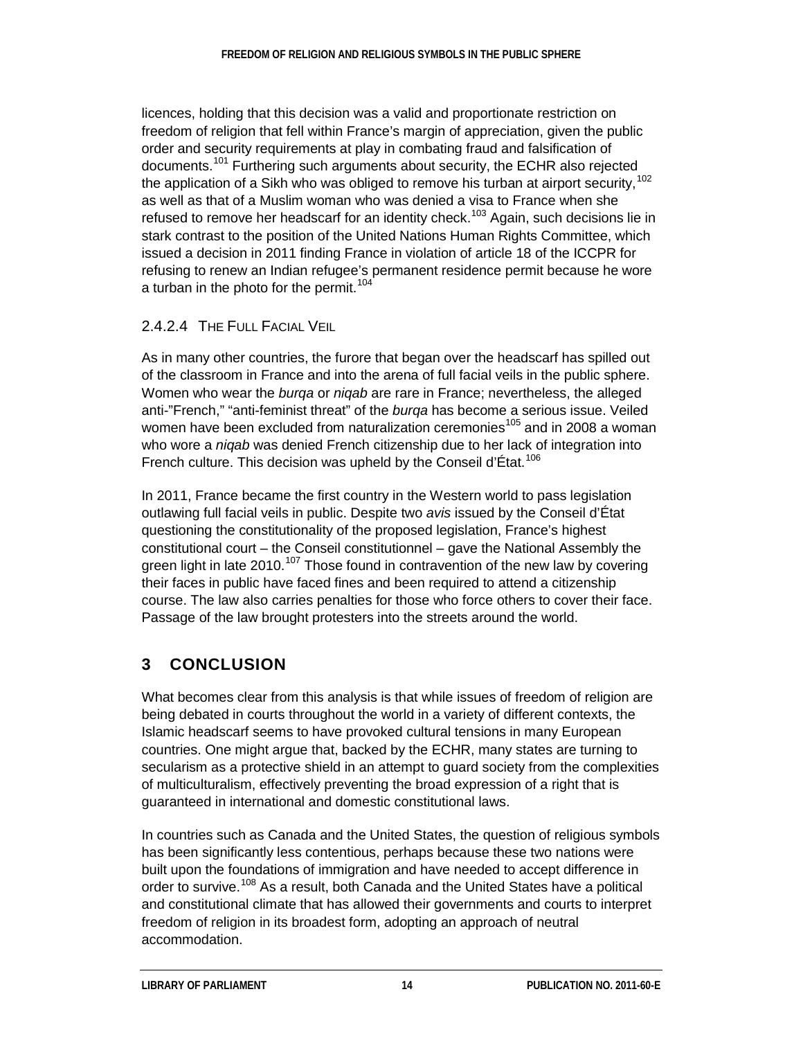licences, holding that this decision was a valid and proportionate restriction on freedom of religion that fell within France's margin of appreciation, given the public order and security requirements at play in combating fraud and falsification of documents.[101] Furthering such arguments about security, the ECHR also rejected the application of a Sikh who was obliged to remove his turban at airport security,[102] as well as that of a Muslim woman who was denied a visa to France when she refused to remove her headscarf for an identity check.[103] Again, such decisions lie in stark contrast to the position of the United Nations Human Rights Committee, which issued a decision in 2011 finding France in violation of article 18 of the ICCPR for refusing to renew an Indian refugee's permanent residence permit because he wore a turban in the photo for the permit.[104]

#### 2.4.2.4 The Full Facial Veil

As in many other countries, the furore that began over the headscarf has spilled out of the classroom in France and into the arena of full facial veils in the public sphere. Women who wear the *burqa* or *niqab* are rare in France; nevertheless, the alleged anti-"French," "anti-feminist threat" of the *burqa* has become a serious issue. Veiled women have been excluded from naturalization ceremonies[105] and in 2008 a woman who wore a *niqab* was denied French citizenship due to her lack of integration into French culture. This decision was upheld by the Conseil d'État.[106]

In 2011, France became the first country in the Western world to pass legislation outlawing full facial veils in public. Despite two *avis* issued by the Conseil d'État questioning the constitutionality of the proposed legislation, France's highest constitutional court – the Conseil constitutionnel – gave the National Assembly the green light in late 2010.[107] Those found in contravention of the new law by covering their faces in public have faced fines and been required to attend a citizenship course. The law also carries penalties for those who force others to cover their face. Passage of the law brought protesters into the streets around the world.

## 3 CONCLUSION

What becomes clear from this analysis is that while issues of freedom of religion are being debated in courts throughout the world in a variety of different contexts, the Islamic headscarf seems to have provoked cultural tensions in many European countries. One might argue that, backed by the ECHR, many states are turning to secularism as a protective shield in an attempt to guard society from the complexities of multiculturalism, effectively preventing the broad expression of a right that is guaranteed in international and domestic constitutional laws.

In countries such as Canada and the United States, the question of religious symbols has been significantly less contentious, perhaps because these two nations were built upon the foundations of immigration and have needed to accept difference in order to survive.[108] As a result, both Canada and the United States have a political and constitutional climate that has allowed their governments and courts to interpret freedom of religion in its broadest form, adopting an approach of neutral accommodation.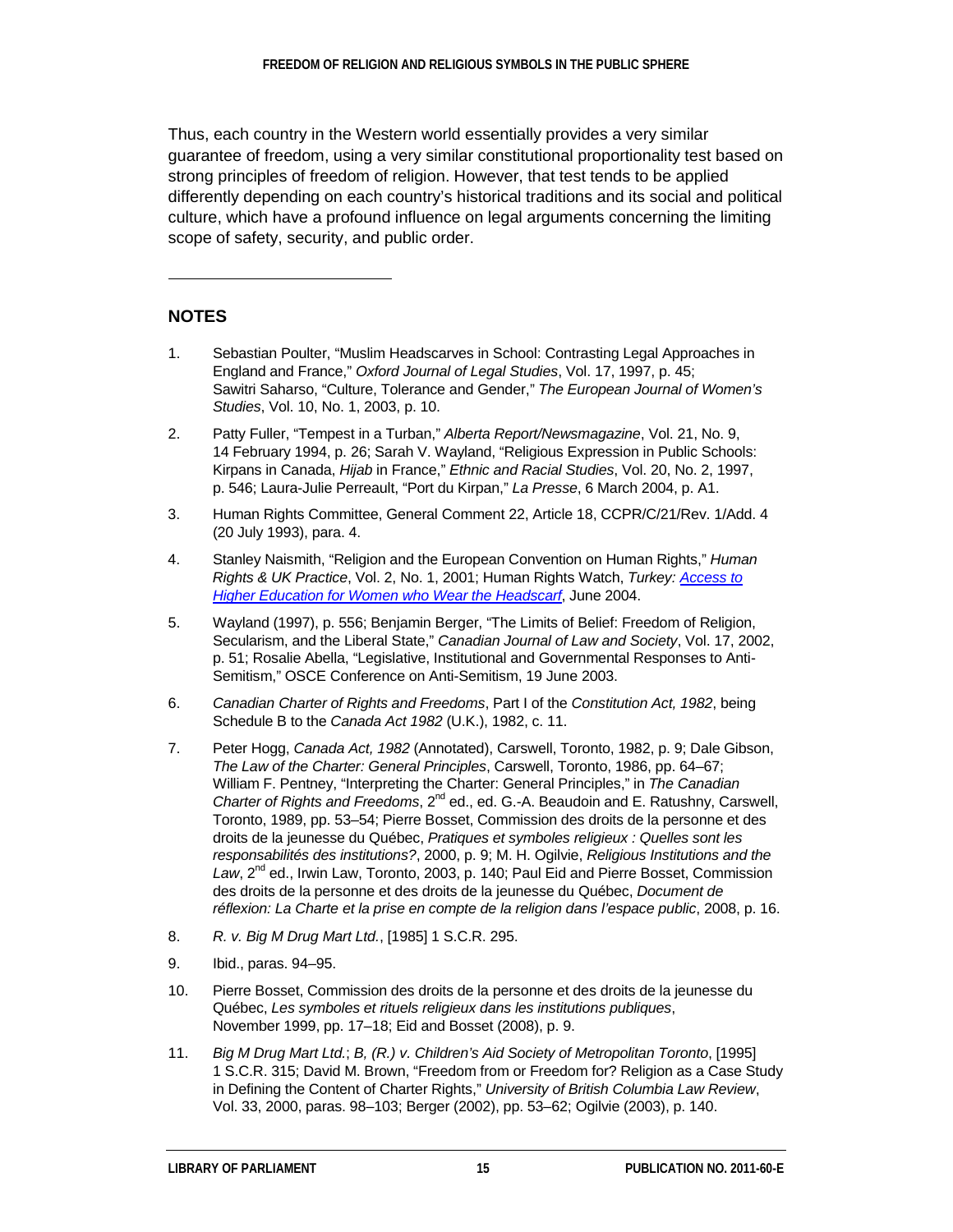Thus, each country in the Western world essentially provides a very similar guarantee of freedom, using a very similar constitutional proportionality test based on strong principles of freedom of religion. However, that test tends to be applied differently depending on each country's historical traditions and its social and political culture, which have a profound influence on legal arguments concerning the limiting scope of safety, security, and public order.

---

## NOTES

1. Sebastian Poulter, "Muslim Headscarves in School: Contrasting Legal Approaches in England and France," *Oxford Journal of Legal Studies*, Vol. 17, 1997, p. 45; Sawitri Saharso, "Culture, Tolerance and Gender," *The European Journal of Women's Studies*, Vol. 10, No. 1, 2003, p. 10.

2. Patty Fuller, "Tempest in a Turban," *Alberta Report/Newsmagazine*, Vol. 21, No. 9, 14 February 1994, p. 26; Sarah V. Wayland, "Religious Expression in Public Schools: Kirpans in Canada, *Hijab* in France," *Ethnic and Racial Studies*, Vol. 20, No. 2, 1997, p. 546; Laura-Julie Perreault, "Port du Kirpan," *La Presse*, 6 March 2004, p. A1.

3. Human Rights Committee, General Comment 22, Article 18, CCPR/C/21/Rev. 1/Add. 4 (20 July 1993), para. 4.

4. Stanley Naismith, "Religion and the European Convention on Human Rights," *Human Rights & UK Practice*, Vol. 2, No. 1, 2001; Human Rights Watch, *Turkey: Access to Higher Education for Women who Wear the Headscarf*, June 2004.

5. Wayland (1997), p. 556; Benjamin Berger, "The Limits of Belief: Freedom of Religion, Secularism, and the Liberal State," *Canadian Journal of Law and Society*, Vol. 17, 2002, p. 51; Rosalie Abella, "Legislative, Institutional and Governmental Responses to Anti-Semitism," OSCE Conference on Anti-Semitism, 19 June 2003.

6. *Canadian Charter of Rights and Freedoms*, Part I of the *Constitution Act, 1982*, being Schedule B to the *Canada Act 1982* (U.K.), 1982, c. 11.

7. Peter Hogg, *Canada Act, 1982* (Annotated), Carswell, Toronto, 1982, p. 9; Dale Gibson, *The Law of the Charter: General Principles*, Carswell, Toronto, 1986, pp. 64–67; William F. Pentney, "Interpreting the Charter: General Principles," in *The Canadian Charter of Rights and Freedoms*, 2nd ed., ed. G.-A. Beaudoin and E. Ratushny, Carswell, Toronto, 1989, pp. 53–54; Pierre Bosset, Commission des droits de la personne et des droits de la jeunesse du Québec, *Pratiques et symboles religieux : Quelles sont les responsabilités des institutions?*, 2000, p. 9; M. H. Ogilvie, *Religious Institutions and the Law*, 2nd ed., Irwin Law, Toronto, 2003, p. 140; Paul Eid and Pierre Bosset, Commission des droits de la personne et des droits de la jeunesse du Québec, *Document de réflexion: La Charte et la prise en compte de la religion dans l'espace public*, 2008, p. 16.

8. *R. v. Big M Drug Mart Ltd.*, [1985] 1 S.C.R. 295.

9. Ibid., paras. 94–95.

10. Pierre Bosset, Commission des droits de la personne et des droits de la jeunesse du Québec, *Les symboles et rituels religieux dans les institutions publiques*, November 1999, pp. 17–18; Eid and Bosset (2008), p. 9.

11. *Big M Drug Mart Ltd.*; *B, (R.) v. Children's Aid Society of Metropolitan Toronto*, [1995] 1 S.C.R. 315; David M. Brown, "Freedom from or Freedom for? Religion as a Case Study in Defining the Content of Charter Rights," *University of British Columbia Law Review*, Vol. 33, 2000, paras. 98–103; Berger (2002), pp. 53–62; Ogilvie (2003), p. 140.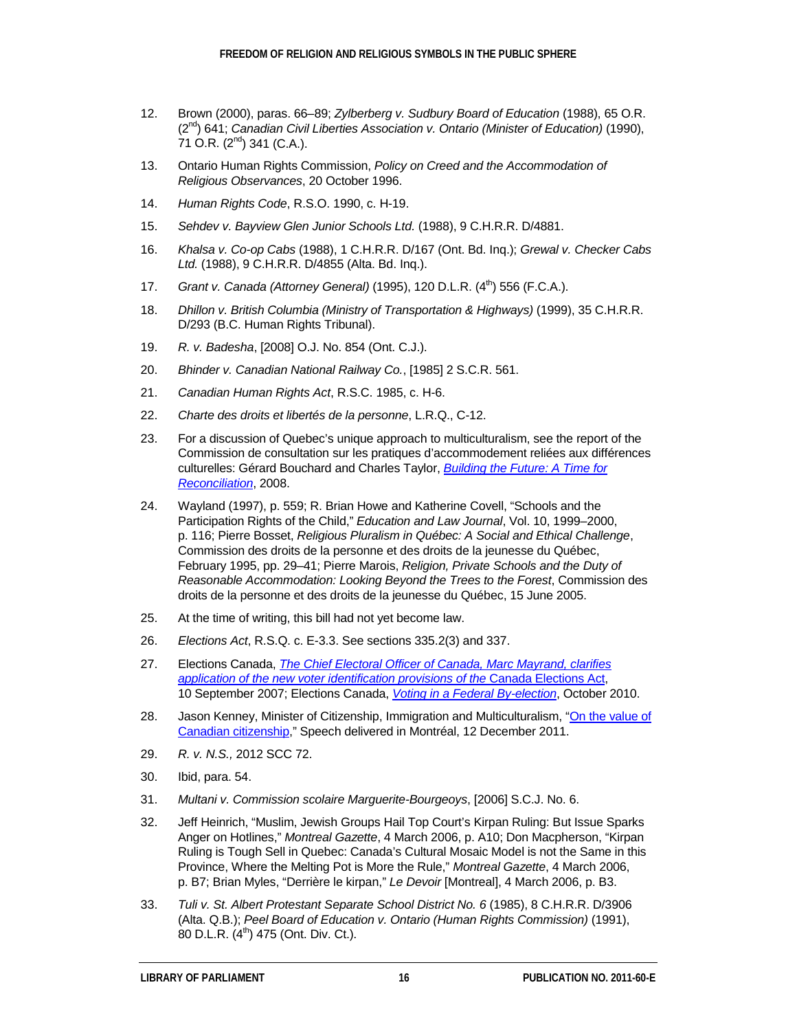12. Brown (2000), paras. 66–89; *Zylberberg v. Sudbury Board of Education* (1988), 65 O.R. (2nd) 641; *Canadian Civil Liberties Association v. Ontario (Minister of Education)* (1990), 71 O.R. (2nd) 341 (C.A.).

13. Ontario Human Rights Commission, *Policy on Creed and the Accommodation of Religious Observances*, 20 October 1996.

14. *Human Rights Code*, R.S.O. 1990, c. H-19.

15. *Sehdev v. Bayview Glen Junior Schools Ltd.* (1988), 9 C.H.R.R. D/4881.

16. *Khalsa v. Co-op Cabs* (1988), 1 C.H.R.R. D/167 (Ont. Bd. Inq.); *Grewal v. Checker Cabs Ltd.* (1988), 9 C.H.R.R. D/4855 (Alta. Bd. Inq.).

17. *Grant v. Canada (Attorney General)* (1995), 120 D.L.R. (4th) 556 (F.C.A.).

18. *Dhillon v. British Columbia (Ministry of Transportation & Highways)* (1999), 35 C.H.R.R. D/293 (B.C. Human Rights Tribunal).

19. *R. v. Badesha*, [2008] O.J. No. 854 (Ont. C.J.).

20. *Bhinder v. Canadian National Railway Co.*, [1985] 2 S.C.R. 561.

21. *Canadian Human Rights Act*, R.S.C. 1985, c. H-6.

22. *Charte des droits et libertés de la personne*, L.R.Q., C-12.

23. For a discussion of Quebec's unique approach to multiculturalism, see the report of the Commission de consultation sur les pratiques d'accommodement reliées aux différences culturelles: Gérard Bouchard and Charles Taylor, *Building the Future: A Time for Reconciliation*, 2008.

24. Wayland (1997), p. 559; R. Brian Howe and Katherine Covell, "Schools and the Participation Rights of the Child," *Education and Law Journal*, Vol. 10, 1999–2000, p. 116; Pierre Bosset, *Religious Pluralism in Québec: A Social and Ethical Challenge*, Commission des droits de la personne et des droits de la jeunesse du Québec, February 1995, pp. 29–41; Pierre Marois, *Religion, Private Schools and the Duty of Reasonable Accommodation: Looking Beyond the Trees to the Forest*, Commission des droits de la personne et des droits de la jeunesse du Québec, 15 June 2005.

25. At the time of writing, this bill had not yet become law.

26. *Elections Act*, R.S.Q. c. E-3.3. See sections 335.2(3) and 337.

27. Elections Canada, *The Chief Electoral Officer of Canada, Marc Mayrand, clarifies application of the new voter identification provisions of the* Canada Elections Act, 10 September 2007; Elections Canada, *Voting in a Federal By-election*, October 2010.

28. Jason Kenney, Minister of Citizenship, Immigration and Multiculturalism, "On the value of Canadian citizenship," Speech delivered in Montréal, 12 December 2011.

29. *R. v. N.S.,* 2012 SCC 72.

30. Ibid, para. 54.

31. *Multani v. Commission scolaire Marguerite-Bourgeoys*, [2006] S.C.J. No. 6.

32. Jeff Heinrich, "Muslim, Jewish Groups Hail Top Court's Kirpan Ruling: But Issue Sparks Anger on Hotlines," *Montreal Gazette*, 4 March 2006, p. A10; Don Macpherson, "Kirpan Ruling is Tough Sell in Quebec: Canada's Cultural Mosaic Model is not the Same in this Province, Where the Melting Pot is More the Rule," *Montreal Gazette*, 4 March 2006, p. B7; Brian Myles, "Derrière le kirpan," *Le Devoir* [Montreal], 4 March 2006, p. B3.

33. *Tuli v. St. Albert Protestant Separate School District No. 6* (1985), 8 C.H.R.R. D/3906 (Alta. Q.B.); *Peel Board of Education v. Ontario (Human Rights Commission)* (1991), 80 D.L.R. (4th) 475 (Ont. Div. Ct.).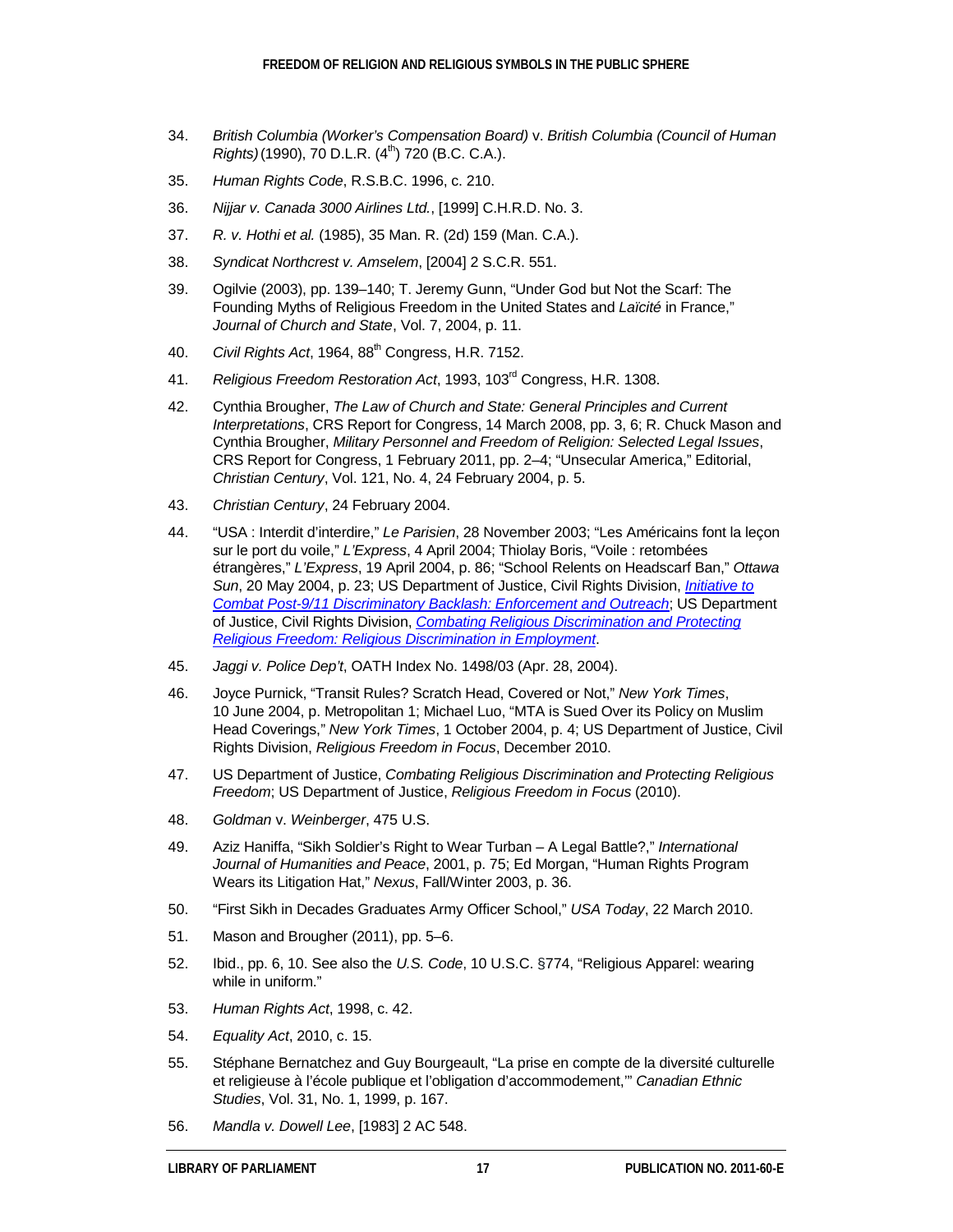34. *British Columbia (Worker's Compensation Board)* v. *British Columbia (Council of Human Rights)* (1990), 70 D.L.R. (4th) 720 (B.C. C.A.).

35. *Human Rights Code*, R.S.B.C. 1996, c. 210.

36. *Nijjar v. Canada 3000 Airlines Ltd.*, [1999] C.H.R.D. No. 3.

37. *R. v. Hothi et al.* (1985), 35 Man. R. (2d) 159 (Man. C.A.).

38. *Syndicat Northcrest v. Amselem*, [2004] 2 S.C.R. 551.

39. Ogilvie (2003), pp. 139–140; T. Jeremy Gunn, "Under God but Not the Scarf: The Founding Myths of Religious Freedom in the United States and *Laïcité* in France," *Journal of Church and State*, Vol. 7, 2004, p. 11.

40. *Civil Rights Act*, 1964, 88th Congress, H.R. 7152.

41. *Religious Freedom Restoration Act*, 1993, 103rd Congress, H.R. 1308.

42. Cynthia Brougher, *The Law of Church and State: General Principles and Current Interpretations*, CRS Report for Congress, 14 March 2008, pp. 3, 6; R. Chuck Mason and Cynthia Brougher, *Military Personnel and Freedom of Religion: Selected Legal Issues*, CRS Report for Congress, 1 February 2011, pp. 2–4; "Unsecular America," Editorial, *Christian Century*, Vol. 121, No. 4, 24 February 2004, p. 5.

43. *Christian Century*, 24 February 2004.

44. "USA : Interdit d'interdire," *Le Parisien*, 28 November 2003; "Les Américains font la leçon sur le port du voile," *L'Express*, 4 April 2004; Thiolay Boris, "Voile : retombées étrangères," *L'Express*, 19 April 2004, p. 86; "School Relents on Headscarf Ban," *Ottawa Sun*, 20 May 2004, p. 23; US Department of Justice, Civil Rights Division, *Initiative to Combat Post-9/11 Discriminatory Backlash: Enforcement and Outreach*; US Department of Justice, Civil Rights Division, *Combating Religious Discrimination and Protecting Religious Freedom: Religious Discrimination in Employment*.

45. *Jaggi v. Police Dep't*, OATH Index No. 1498/03 (Apr. 28, 2004).

46. Joyce Purnick, "Transit Rules? Scratch Head, Covered or Not," *New York Times*, 10 June 2004, p. Metropolitan 1; Michael Luo, "MTA is Sued Over its Policy on Muslim Head Coverings," *New York Times*, 1 October 2004, p. 4; US Department of Justice, Civil Rights Division, *Religious Freedom in Focus*, December 2010.

47. US Department of Justice, *Combating Religious Discrimination and Protecting Religious Freedom*; US Department of Justice, *Religious Freedom in Focus* (2010).

48. *Goldman* v. *Weinberger*, 475 U.S.

49. Aziz Haniffa, "Sikh Soldier's Right to Wear Turban – A Legal Battle?," *International Journal of Humanities and Peace*, 2001, p. 75; Ed Morgan, "Human Rights Program Wears its Litigation Hat," *Nexus*, Fall/Winter 2003, p. 36.

50. "First Sikh in Decades Graduates Army Officer School," *USA Today*, 22 March 2010.

51. Mason and Brougher (2011), pp. 5–6.

52. Ibid., pp. 6, 10. See also the *U.S. Code*, 10 U.S.C. §774, "Religious Apparel: wearing while in uniform."

53. *Human Rights Act*, 1998, c. 42.

54. *Equality Act*, 2010, c. 15.

55. Stéphane Bernatchez and Guy Bourgeault, "La prise en compte de la diversité culturelle et religieuse à l'école publique et l'obligation d'accommodement,'" *Canadian Ethnic Studies*, Vol. 31, No. 1, 1999, p. 167.

56. *Mandla v. Dowell Lee*, [1983] 2 AC 548.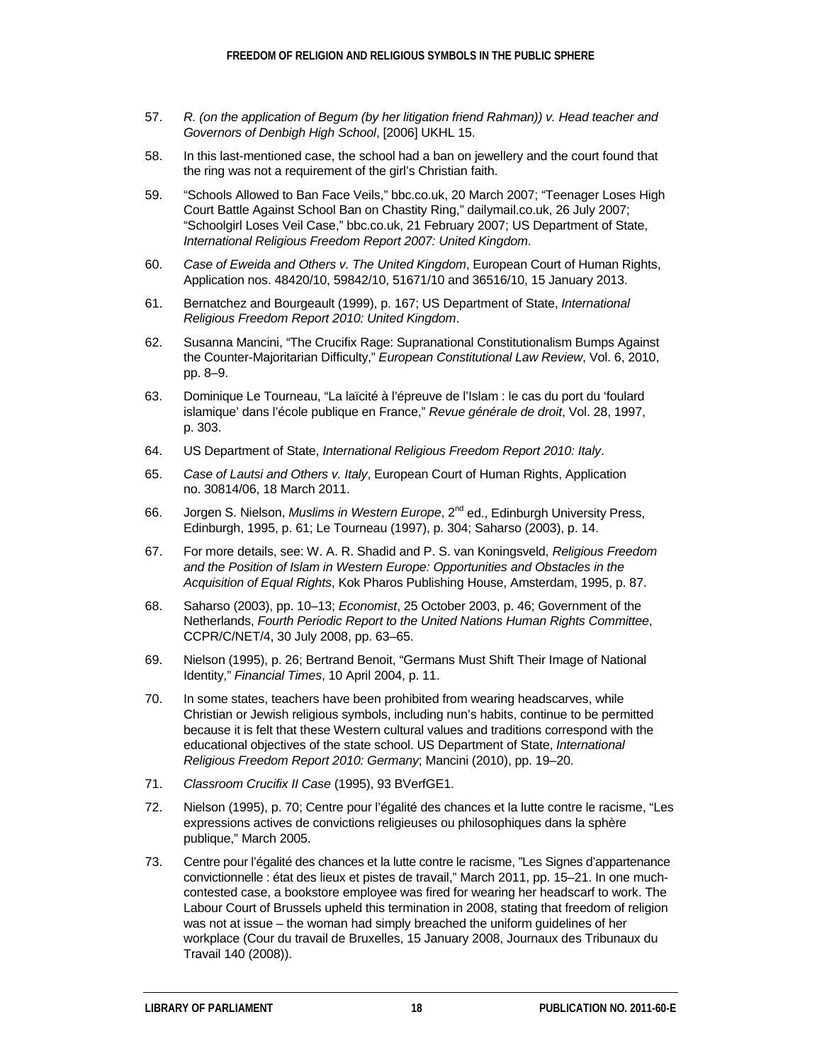57. *R. (on the application of Begum (by her litigation friend Rahman)) v. Head teacher and Governors of Denbigh High School*, [2006] UKHL 15.

58. In this last-mentioned case, the school had a ban on jewellery and the court found that the ring was not a requirement of the girl's Christian faith.

59. "Schools Allowed to Ban Face Veils," bbc.co.uk, 20 March 2007; "Teenager Loses High Court Battle Against School Ban on Chastity Ring," dailymail.co.uk, 26 July 2007; "Schoolgirl Loses Veil Case," bbc.co.uk, 21 February 2007; US Department of State, *International Religious Freedom Report 2007: United Kingdom*.

60. *Case of Eweida and Others v. The United Kingdom*, European Court of Human Rights, Application nos. 48420/10, 59842/10, 51671/10 and 36516/10, 15 January 2013.

61. Bernatchez and Bourgeault (1999), p. 167; US Department of State, *International Religious Freedom Report 2010: United Kingdom*.

62. Susanna Mancini, "The Crucifix Rage: Supranational Constitutionalism Bumps Against the Counter-Majoritarian Difficulty," *European Constitutional Law Review*, Vol. 6, 2010, pp. 8–9.

63. Dominique Le Tourneau, "La laïcité à l'épreuve de l'Islam : le cas du port du 'foulard islamique' dans l'école publique en France," *Revue générale de droit*, Vol. 28, 1997, p. 303.

64. US Department of State, *International Religious Freedom Report 2010: Italy*.

65. *Case of Lautsi and Others v. Italy*, European Court of Human Rights, Application no. 30814/06, 18 March 2011.

66. Jorgen S. Nielson, *Muslims in Western Europe*, 2nd ed., Edinburgh University Press, Edinburgh, 1995, p. 61; Le Tourneau (1997), p. 304; Saharso (2003), p. 14.

67. For more details, see: W. A. R. Shadid and P. S. van Koningsveld, *Religious Freedom and the Position of Islam in Western Europe: Opportunities and Obstacles in the Acquisition of Equal Rights*, Kok Pharos Publishing House, Amsterdam, 1995, p. 87.

68. Saharso (2003), pp. 10–13; *Economist*, 25 October 2003, p. 46; Government of the Netherlands, *Fourth Periodic Report to the United Nations Human Rights Committee*, CCPR/C/NET/4, 30 July 2008, pp. 63–65.

69. Nielson (1995), p. 26; Bertrand Benoit, "Germans Must Shift Their Image of National Identity," *Financial Times*, 10 April 2004, p. 11.

70. In some states, teachers have been prohibited from wearing headscarves, while Christian or Jewish religious symbols, including nun's habits, continue to be permitted because it is felt that these Western cultural values and traditions correspond with the educational objectives of the state school. US Department of State, *International Religious Freedom Report 2010: Germany*; Mancini (2010), pp. 19–20.

71. *Classroom Crucifix II Case* (1995), 93 BVerfGE1.

72. Nielson (1995), p. 70; Centre pour l'égalité des chances et la lutte contre le racisme, "Les expressions actives de convictions religieuses ou philosophiques dans la sphère publique," March 2005.

73. Centre pour l'égalité des chances et la lutte contre le racisme, "Les Signes d'appartenance convictionnelle : état des lieux et pistes de travail," March 2011, pp. 15–21. In one much-contested case, a bookstore employee was fired for wearing her headscarf to work. The Labour Court of Brussels upheld this termination in 2008, stating that freedom of religion was not at issue – the woman had simply breached the uniform guidelines of her workplace (Cour du travail de Bruxelles, 15 January 2008, Journaux des Tribunaux du Travail 140 (2008)).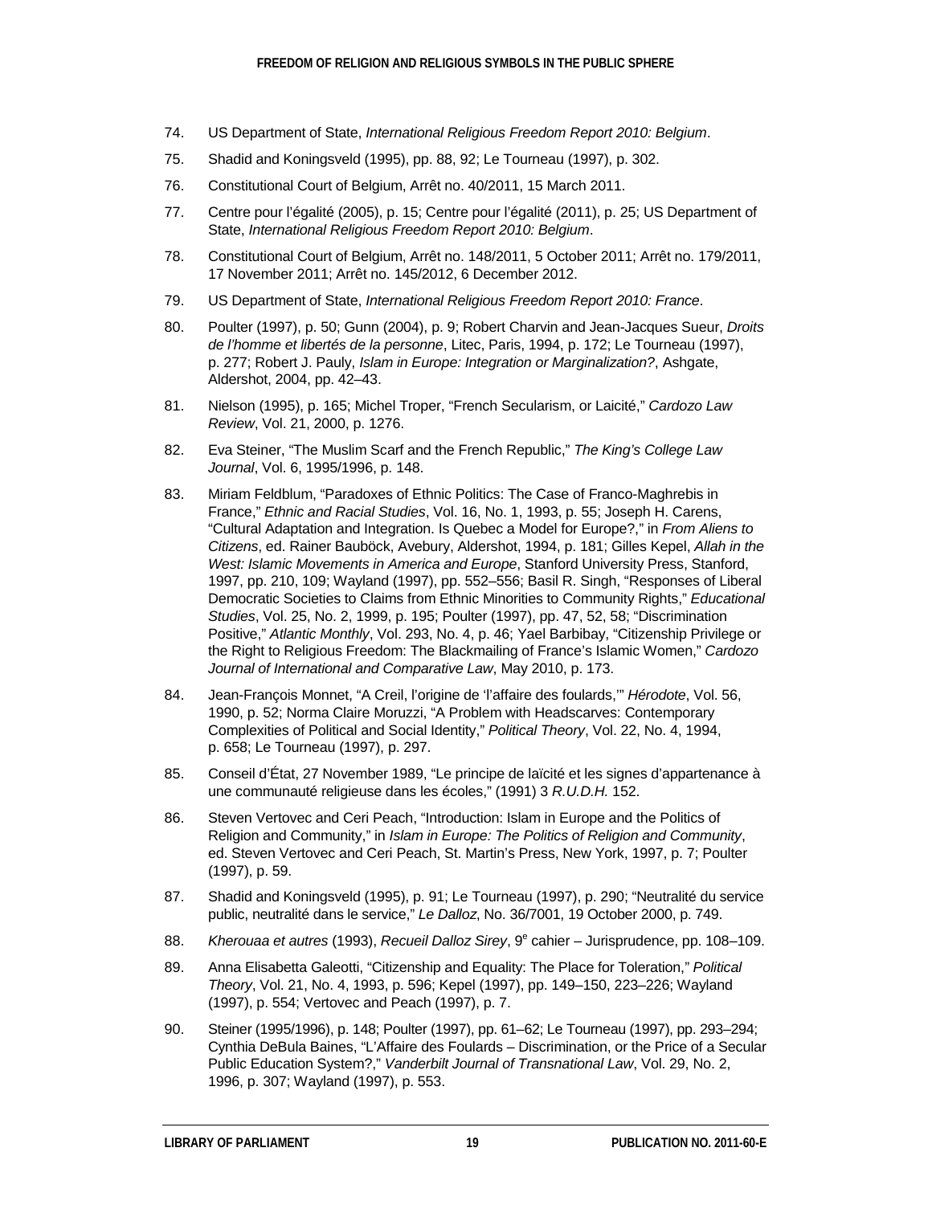74. US Department of State, *International Religious Freedom Report 2010: Belgium*.

75. Shadid and Koningsveld (1995), pp. 88, 92; Le Tourneau (1997), p. 302.

76. Constitutional Court of Belgium, Arrêt no. 40/2011, 15 March 2011.

77. Centre pour l'égalité (2005), p. 15; Centre pour l'égalité (2011), p. 25; US Department of State, *International Religious Freedom Report 2010: Belgium*.

78. Constitutional Court of Belgium, Arrêt no. 148/2011, 5 October 2011; Arrêt no. 179/2011, 17 November 2011; Arrêt no. 145/2012, 6 December 2012.

79. US Department of State, *International Religious Freedom Report 2010: France*.

80. Poulter (1997), p. 50; Gunn (2004), p. 9; Robert Charvin and Jean-Jacques Sueur, *Droits de l'homme et libertés de la personne*, Litec, Paris, 1994, p. 172; Le Tourneau (1997), p. 277; Robert J. Pauly, *Islam in Europe: Integration or Marginalization?*, Ashgate, Aldershot, 2004, pp. 42–43.

81. Nielson (1995), p. 165; Michel Troper, "French Secularism, or Laicité," *Cardozo Law Review*, Vol. 21, 2000, p. 1276.

82. Eva Steiner, "The Muslim Scarf and the French Republic," *The King's College Law Journal*, Vol. 6, 1995/1996, p. 148.

83. Miriam Feldblum, "Paradoxes of Ethnic Politics: The Case of Franco-Maghrebis in France," *Ethnic and Racial Studies*, Vol. 16, No. 1, 1993, p. 55; Joseph H. Carens, "Cultural Adaptation and Integration. Is Quebec a Model for Europe?," in *From Aliens to Citizens*, ed. Rainer Bauböck, Avebury, Aldershot, 1994, p. 181; Gilles Kepel, *Allah in the West: Islamic Movements in America and Europe*, Stanford University Press, Stanford, 1997, pp. 210, 109; Wayland (1997), pp. 552–556; Basil R. Singh, "Responses of Liberal Democratic Societies to Claims from Ethnic Minorities to Community Rights," *Educational Studies*, Vol. 25, No. 2, 1999, p. 195; Poulter (1997), pp. 47, 52, 58; "Discrimination Positive," *Atlantic Monthly*, Vol. 293, No. 4, p. 46; Yael Barbibay, "Citizenship Privilege or the Right to Religious Freedom: The Blackmailing of France's Islamic Women," *Cardozo Journal of International and Comparative Law*, May 2010, p. 173.

84. Jean-François Monnet, "A Creil, l'origine de 'l'affaire des foulards,'" *Hérodote*, Vol. 56, 1990, p. 52; Norma Claire Moruzzi, "A Problem with Headscarves: Contemporary Complexities of Political and Social Identity," *Political Theory*, Vol. 22, No. 4, 1994, p. 658; Le Tourneau (1997), p. 297.

85. Conseil d'État, 27 November 1989, "Le principe de laïcité et les signes d'appartenance à une communauté religieuse dans les écoles," (1991) 3 *R.U.D.H.* 152.

86. Steven Vertovec and Ceri Peach, "Introduction: Islam in Europe and the Politics of Religion and Community," in *Islam in Europe: The Politics of Religion and Community*, ed. Steven Vertovec and Ceri Peach, St. Martin's Press, New York, 1997, p. 7; Poulter (1997), p. 59.

87. Shadid and Koningsveld (1995), p. 91; Le Tourneau (1997), p. 290; "Neutralité du service public, neutralité dans le service," *Le Dalloz*, No. 36/7001, 19 October 2000, p. 749.

88. *Kherouaa et autres* (1993), *Recueil Dalloz Sirey*, 9e cahier – Jurisprudence, pp. 108–109.

89. Anna Elisabetta Galeotti, "Citizenship and Equality: The Place for Toleration," *Political Theory*, Vol. 21, No. 4, 1993, p. 596; Kepel (1997), pp. 149–150, 223–226; Wayland (1997), p. 554; Vertovec and Peach (1997), p. 7.

90. Steiner (1995/1996), p. 148; Poulter (1997), pp. 61–62; Le Tourneau (1997), pp. 293–294; Cynthia DeBula Baines, "L'Affaire des Foulards – Discrimination, or the Price of a Secular Public Education System?," *Vanderbilt Journal of Transnational Law*, Vol. 29, No. 2, 1996, p. 307; Wayland (1997), p. 553.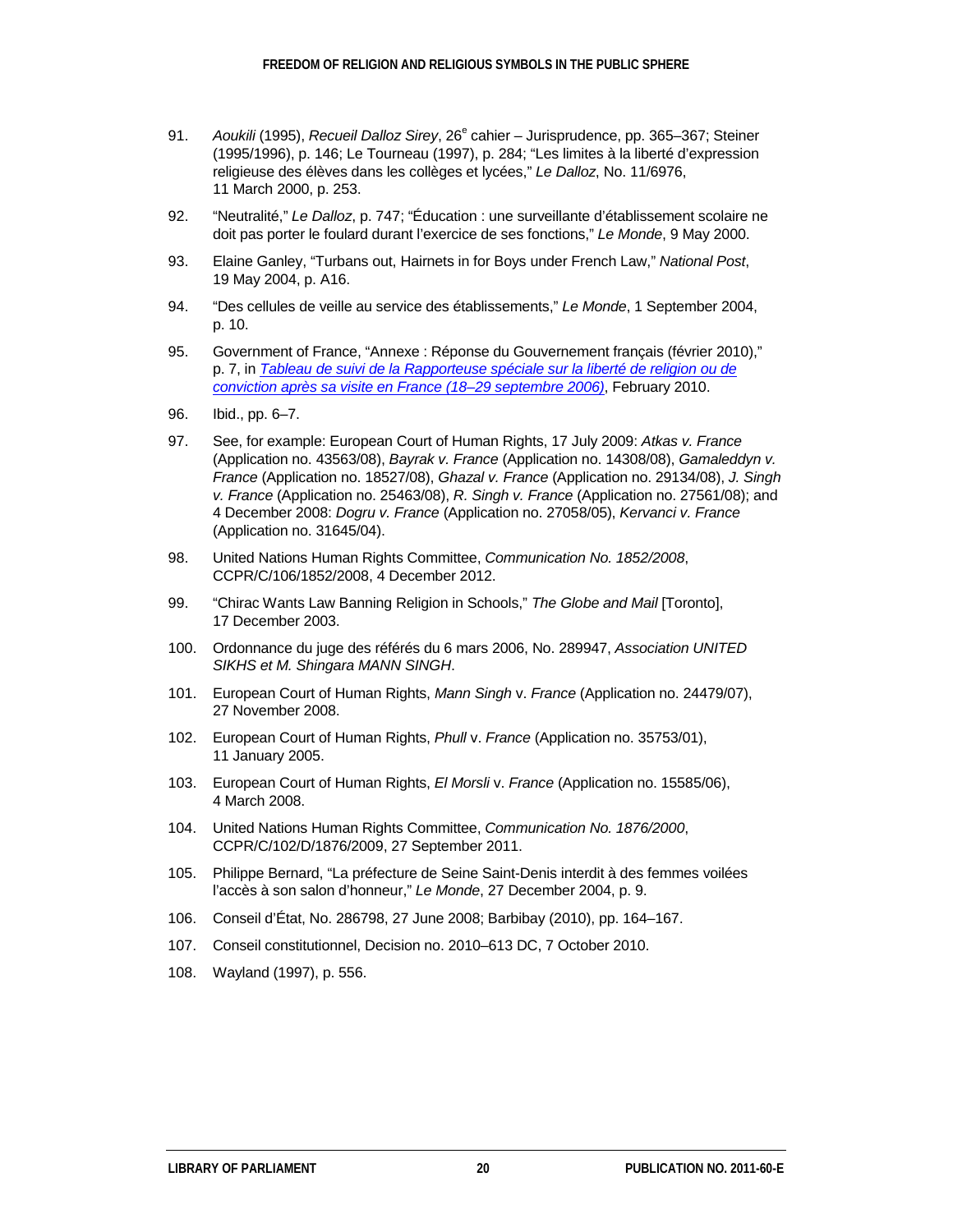91. *Aoukili* (1995), *Recueil Dalloz Sirey*, 26[e] cahier – Jurisprudence, pp. 365–367; Steiner (1995/1996), p. 146; Le Tourneau (1997), p. 284; "Les limites à la liberté d'expression religieuse des élèves dans les collèges et lycées," *Le Dalloz*, No. 11/6976, 11 March 2000, p. 253.

92. "Neutralité," *Le Dalloz*, p. 747; "Éducation : une surveillante d'établissement scolaire ne doit pas porter le foulard durant l'exercice de ses fonctions," *Le Monde*, 9 May 2000.

93. Elaine Ganley, "Turbans out, Hairnets in for Boys under French Law," *National Post*, 19 May 2004, p. A16.

94. "Des cellules de veille au service des établissements," *Le Monde*, 1 September 2004, p. 10.

95. Government of France, "Annexe : Réponse du Gouvernement français (février 2010)," p. 7, in *Tableau de suivi de la Rapporteuse spéciale sur la liberté de religion ou de conviction après sa visite en France (18–29 septembre 2006)*, February 2010.

96. Ibid., pp. 6–7.

97. See, for example: European Court of Human Rights, 17 July 2009: *Atkas v. France* (Application no. 43563/08), *Bayrak v. France* (Application no. 14308/08), *Gamaleddyn v. France* (Application no. 18527/08), *Ghazal v. France* (Application no. 29134/08), *J. Singh v. France* (Application no. 25463/08), *R. Singh v. France* (Application no. 27561/08); and 4 December 2008: *Dogru v. France* (Application no. 27058/05), *Kervanci v. France* (Application no. 31645/04).

98. United Nations Human Rights Committee, *Communication No. 1852/2008*, CCPR/C/106/1852/2008, 4 December 2012.

99. "Chirac Wants Law Banning Religion in Schools," *The Globe and Mail* [Toronto], 17 December 2003.

100. Ordonnance du juge des référés du 6 mars 2006, No. 289947, *Association UNITED SIKHS et M. Shingara MANN SINGH*.

101. European Court of Human Rights, *Mann Singh* v. *France* (Application no. 24479/07), 27 November 2008.

102. European Court of Human Rights, *Phull* v. *France* (Application no. 35753/01), 11 January 2005.

103. European Court of Human Rights, *El Morsli* v. *France* (Application no. 15585/06), 4 March 2008.

104. United Nations Human Rights Committee, *Communication No. 1876/2000*, CCPR/C/102/D/1876/2009, 27 September 2011.

105. Philippe Bernard, "La préfecture de Seine Saint-Denis interdit à des femmes voilées l'accès à son salon d'honneur," *Le Monde*, 27 December 2004, p. 9.

106. Conseil d'État, No. 286798, 27 June 2008; Barbibay (2010), pp. 164–167.

107. Conseil constitutionnel, Decision no. 2010–613 DC, 7 October 2010.

108. Wayland (1997), p. 556.